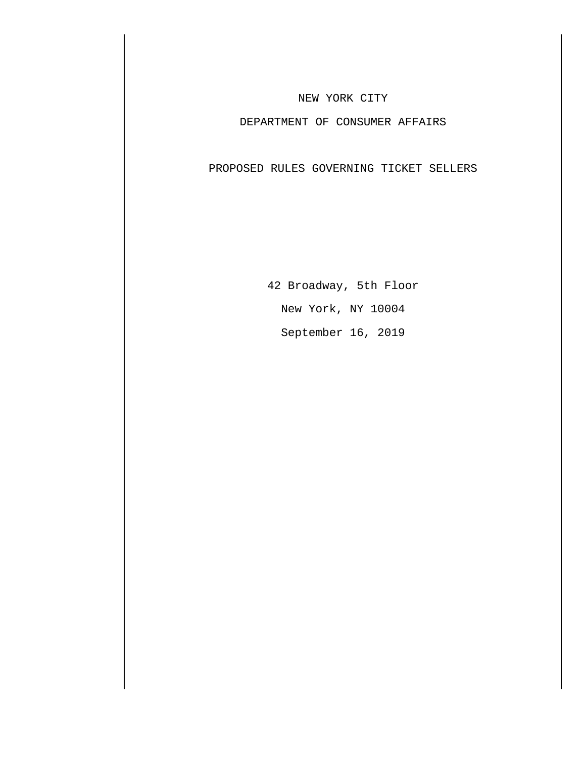NEW YORK CITY

DEPARTMENT OF CONSUMER AFFAIRS

PROPOSED RULES GOVERNING TICKET SELLERS

42 Broadway, 5th Floor

New York, NY 10004

September 16, 2019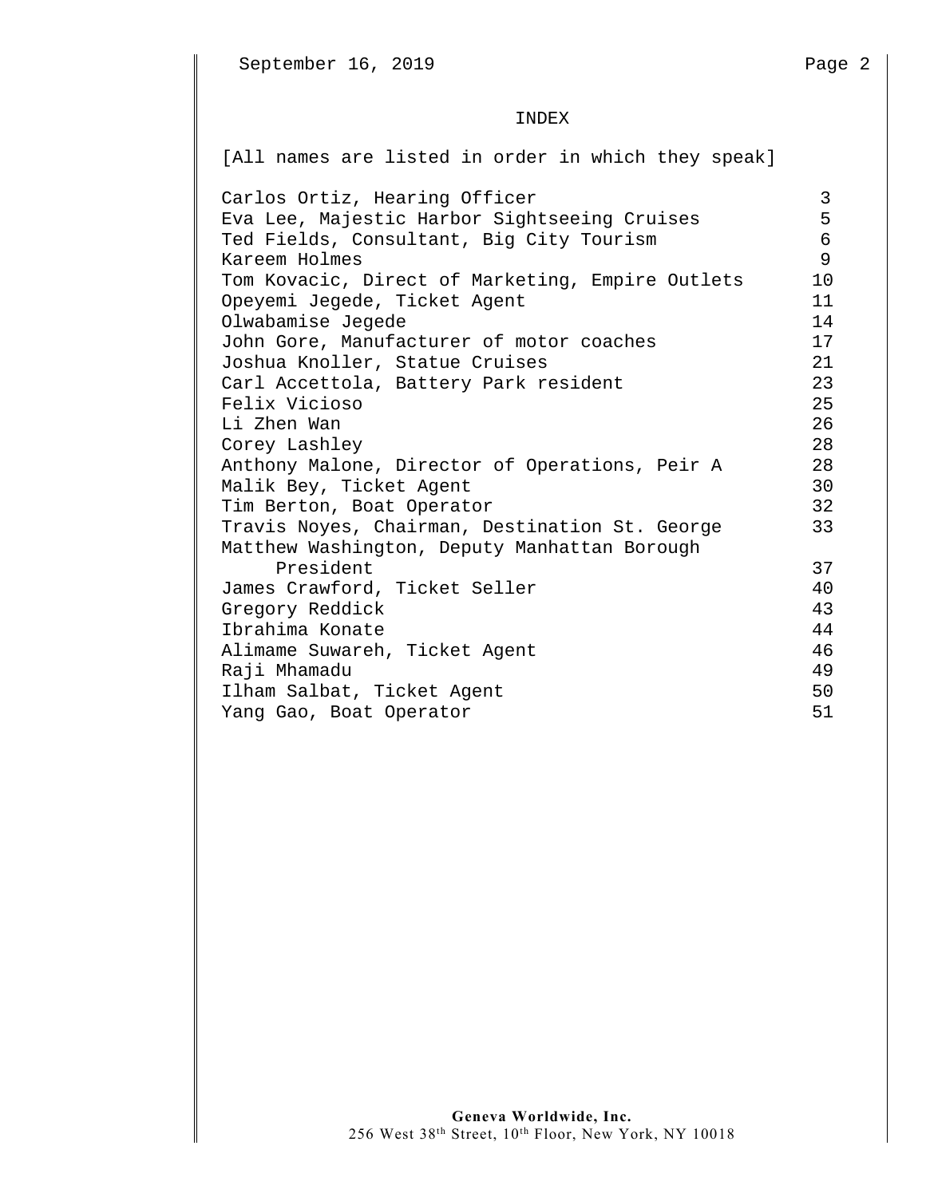# INDEX

[All names are listed in order in which they speak]

| | |
|---|---|
| Carlos Ortiz, Hearing Officer | 3 |
| Eva Lee, Majestic Harbor Sightseeing Cruises | 5 |
| Ted Fields, Consultant, Big City Tourism | 6 |
| Kareem Holmes | 9 |
| Tom Kovacic, Direct of Marketing, Empire Outlets | 10 |
| Opeyemi Jegede, Ticket Agent | 11 |
| Olwabamise Jegede | 14 |
| John Gore, Manufacturer of motor coaches | 17 |
| Joshua Knoller, Statue Cruises | 21 |
| Carl Accettola, Battery Park resident | 23 |
| Felix Vicioso | 25 |
| Li Zhen Wan | 26 |
| Corey Lashley | 28 |
| Anthony Malone, Director of Operations, Peir A | 28 |
| Malik Bey, Ticket Agent | 30 |
| Tim Berton, Boat Operator | 32 |
| Travis Noyes, Chairman, Destination St. George | 33 |
| Matthew Washington, Deputy Manhattan Borough President | 37 |
| James Crawford, Ticket Seller | 40 |
| Gregory Reddick | 43 |
| Ibrahima Konate | 44 |
| Alimame Suwareh, Ticket Agent | 46 |
| Raji Mhamadu | 49 |
| Ilham Salbat, Ticket Agent | 50 |
| Yang Gao, Boat Operator | 51 |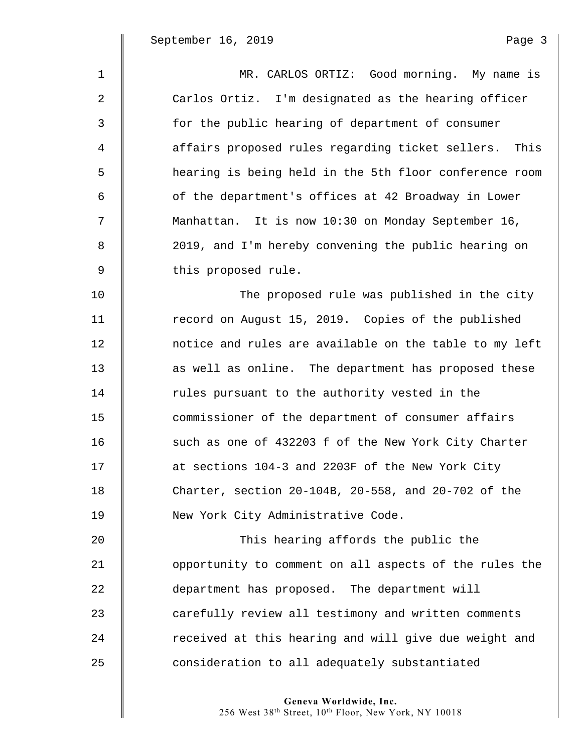MR. CARLOS ORTIZ: Good morning. My name is Carlos Ortiz. I'm designated as the hearing officer for the public hearing of department of consumer affairs proposed rules regarding ticket sellers. This hearing is being held in the 5th floor conference room of the department's offices at 42 Broadway in Lower Manhattan. It is now 10:30 on Monday September 16, 2019, and I'm hereby convening the public hearing on this proposed rule.

The proposed rule was published in the city record on August 15, 2019. Copies of the published notice and rules are available on the table to my left as well as online. The department has proposed these rules pursuant to the authority vested in the commissioner of the department of consumer affairs such as one of 432203 f of the New York City Charter at sections 104-3 and 2203F of the New York City Charter, section 20-104B, 20-558, and 20-702 of the New York City Administrative Code.

This hearing affords the public the opportunity to comment on all aspects of the rules the department has proposed. The department will carefully review all testimony and written comments received at this hearing and will give due weight and consideration to all adequately substantiated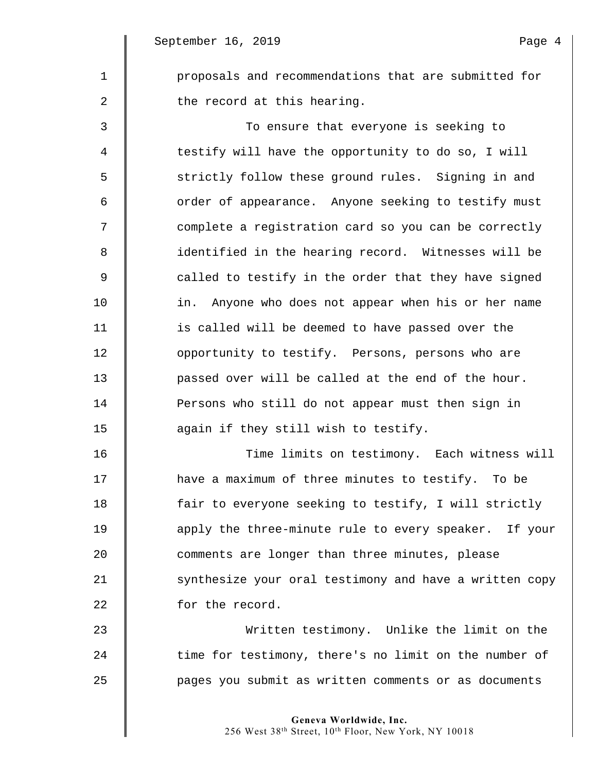proposals and recommendations that are submitted for the record at this hearing.

To ensure that everyone is seeking to testify will have the opportunity to do so, I will strictly follow these ground rules. Signing in and order of appearance. Anyone seeking to testify must complete a registration card so you can be correctly identified in the hearing record. Witnesses will be called to testify in the order that they have signed in. Anyone who does not appear when his or her name is called will be deemed to have passed over the opportunity to testify. Persons, persons who are passed over will be called at the end of the hour. Persons who still do not appear must then sign in again if they still wish to testify.

Time limits on testimony. Each witness will have a maximum of three minutes to testify. To be fair to everyone seeking to testify, I will strictly apply the three-minute rule to every speaker. If your comments are longer than three minutes, please synthesize your oral testimony and have a written copy for the record.

Written testimony. Unlike the limit on the time for testimony, there's no limit on the number of pages you submit as written comments or as documents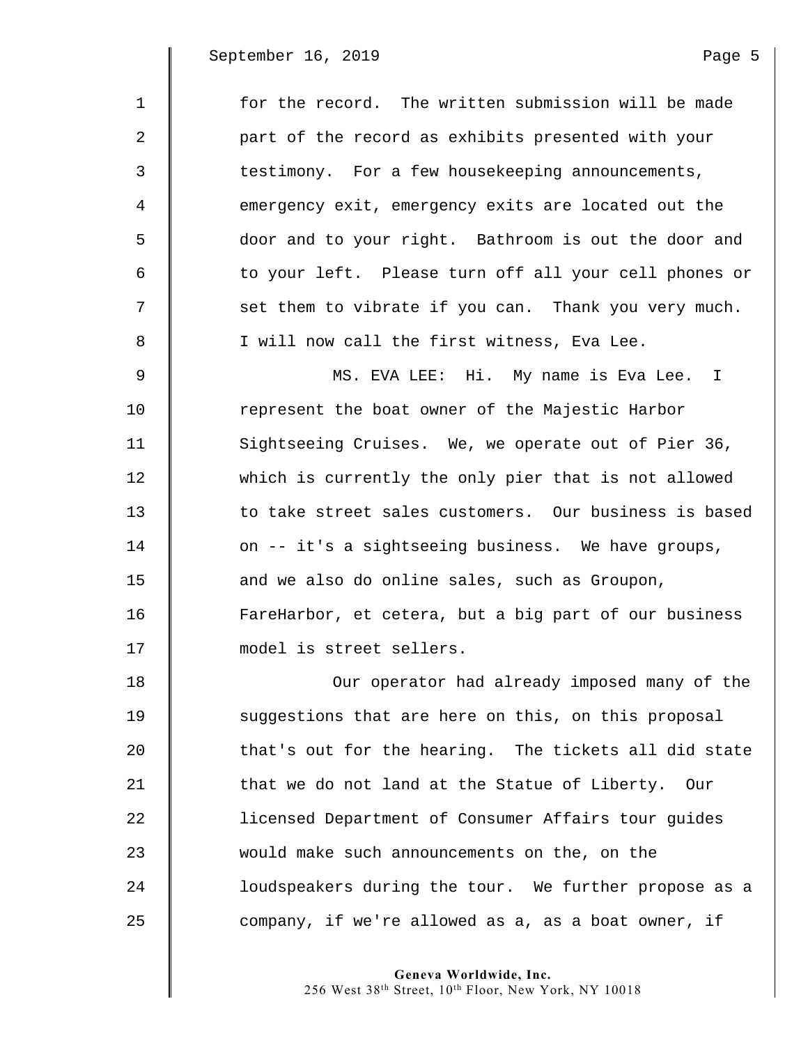for the record. The written submission will be made part of the record as exhibits presented with your testimony. For a few housekeeping announcements, emergency exit, emergency exits are located out the door and to your right. Bathroom is out the door and to your left. Please turn off all your cell phones or set them to vibrate if you can. Thank you very much. I will now call the first witness, Eva Lee.

MS. EVA LEE: Hi. My name is Eva Lee. I represent the boat owner of the Majestic Harbor Sightseeing Cruises. We, we operate out of Pier 36, which is currently the only pier that is not allowed to take street sales customers. Our business is based on -- it's a sightseeing business. We have groups, and we also do online sales, such as Groupon, FareHarbor, et cetera, but a big part of our business model is street sellers.

Our operator had already imposed many of the suggestions that are here on this, on this proposal that's out for the hearing. The tickets all did state that we do not land at the Statue of Liberty. Our licensed Department of Consumer Affairs tour guides would make such announcements on the, on the loudspeakers during the tour. We further propose as a company, if we're allowed as a, as a boat owner, if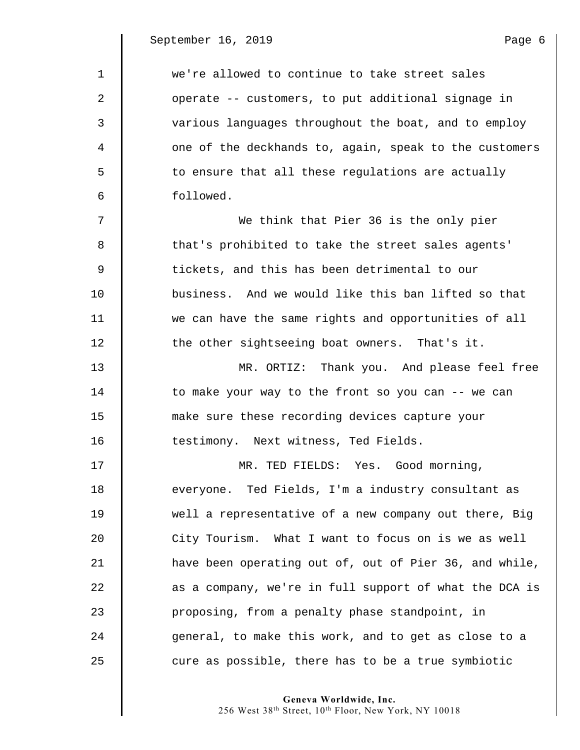we're allowed to continue to take street sales operate -- customers, to put additional signage in various languages throughout the boat, and to employ one of the deckhands to, again, speak to the customers to ensure that all these regulations are actually followed.

We think that Pier 36 is the only pier that's prohibited to take the street sales agents' tickets, and this has been detrimental to our business. And we would like this ban lifted so that we can have the same rights and opportunities of all the other sightseeing boat owners. That's it.

MR. ORTIZ: Thank you. And please feel free to make your way to the front so you can -- we can make sure these recording devices capture your testimony. Next witness, Ted Fields.

MR. TED FIELDS: Yes. Good morning, everyone. Ted Fields, I'm a industry consultant as well a representative of a new company out there, Big City Tourism. What I want to focus on is we as well have been operating out of, out of Pier 36, and while, as a company, we're in full support of what the DCA is proposing, from a penalty phase standpoint, in general, to make this work, and to get as close to a cure as possible, there has to be a true symbiotic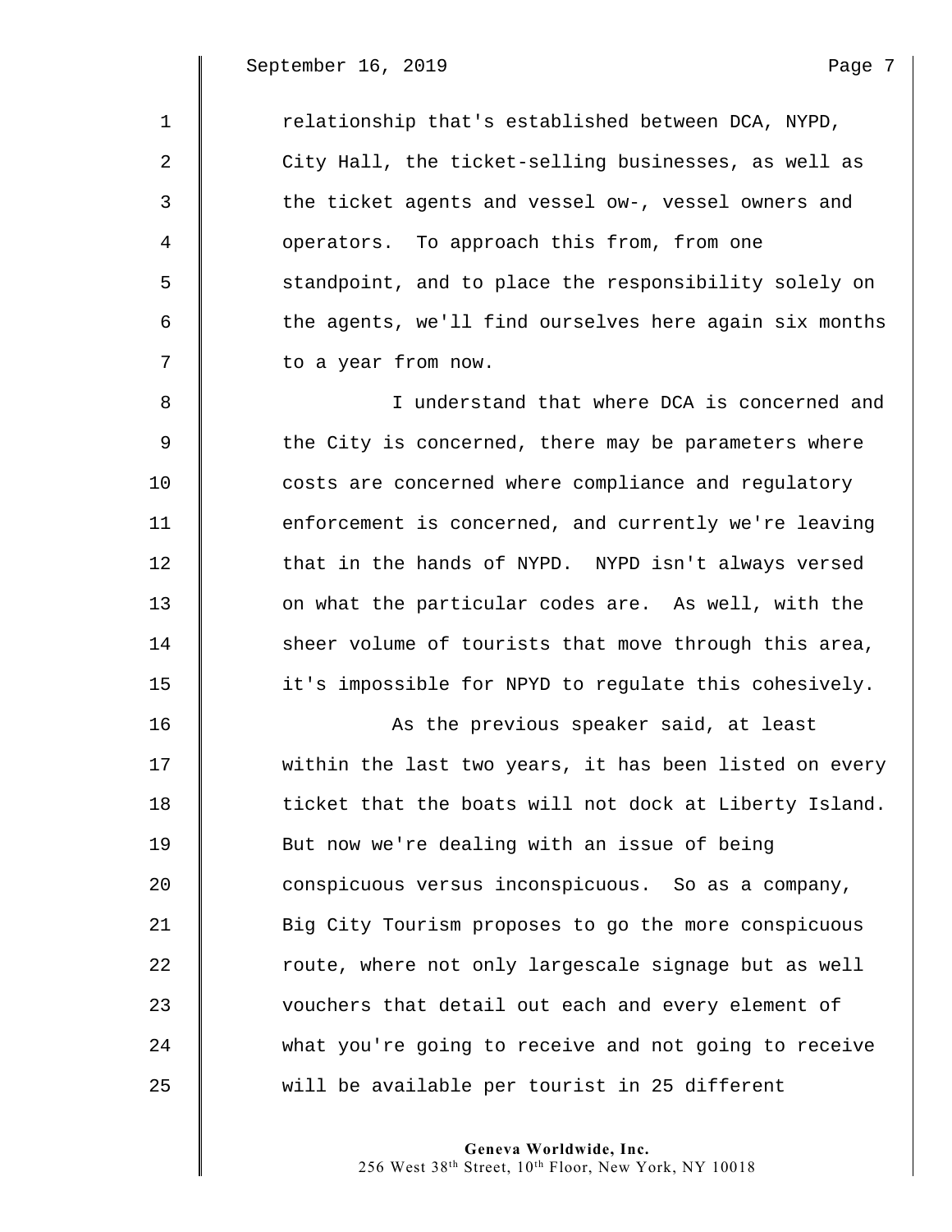relationship that's established between DCA, NYPD, City Hall, the ticket-selling businesses, as well as the ticket agents and vessel ow-, vessel owners and operators. To approach this from, from one standpoint, and to place the responsibility solely on the agents, we'll find ourselves here again six months to a year from now.

I understand that where DCA is concerned and the City is concerned, there may be parameters where costs are concerned where compliance and regulatory enforcement is concerned, and currently we're leaving that in the hands of NYPD. NYPD isn't always versed on what the particular codes are. As well, with the sheer volume of tourists that move through this area, it's impossible for NPYD to regulate this cohesively.

As the previous speaker said, at least within the last two years, it has been listed on every ticket that the boats will not dock at Liberty Island. But now we're dealing with an issue of being conspicuous versus inconspicuous. So as a company, Big City Tourism proposes to go the more conspicuous route, where not only largescale signage but as well vouchers that detail out each and every element of what you're going to receive and not going to receive will be available per tourist in 25 different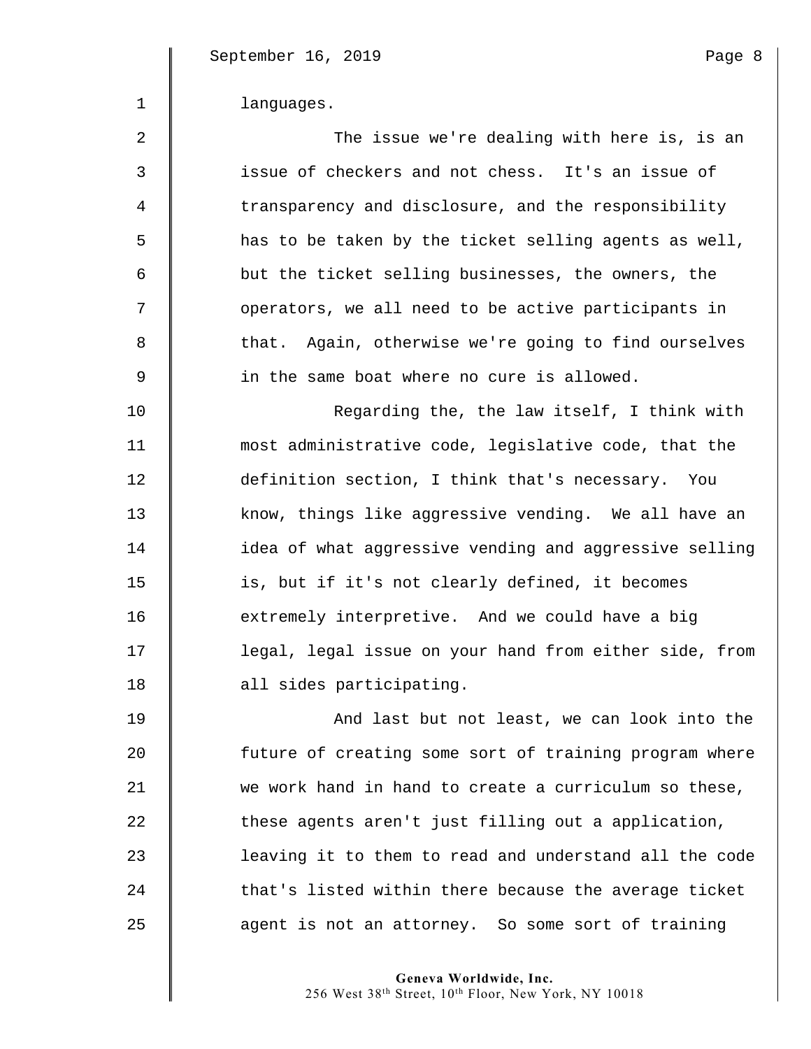languages.

The issue we're dealing with here is, is an issue of checkers and not chess. It's an issue of transparency and disclosure, and the responsibility has to be taken by the ticket selling agents as well, but the ticket selling businesses, the owners, the operators, we all need to be active participants in that. Again, otherwise we're going to find ourselves in the same boat where no cure is allowed.

Regarding the, the law itself, I think with most administrative code, legislative code, that the definition section, I think that's necessary. You know, things like aggressive vending. We all have an idea of what aggressive vending and aggressive selling is, but if it's not clearly defined, it becomes extremely interpretive. And we could have a big legal, legal issue on your hand from either side, from all sides participating.

And last but not least, we can look into the future of creating some sort of training program where we work hand in hand to create a curriculum so these, these agents aren't just filling out a application, leaving it to them to read and understand all the code that's listed within there because the average ticket agent is not an attorney. So some sort of training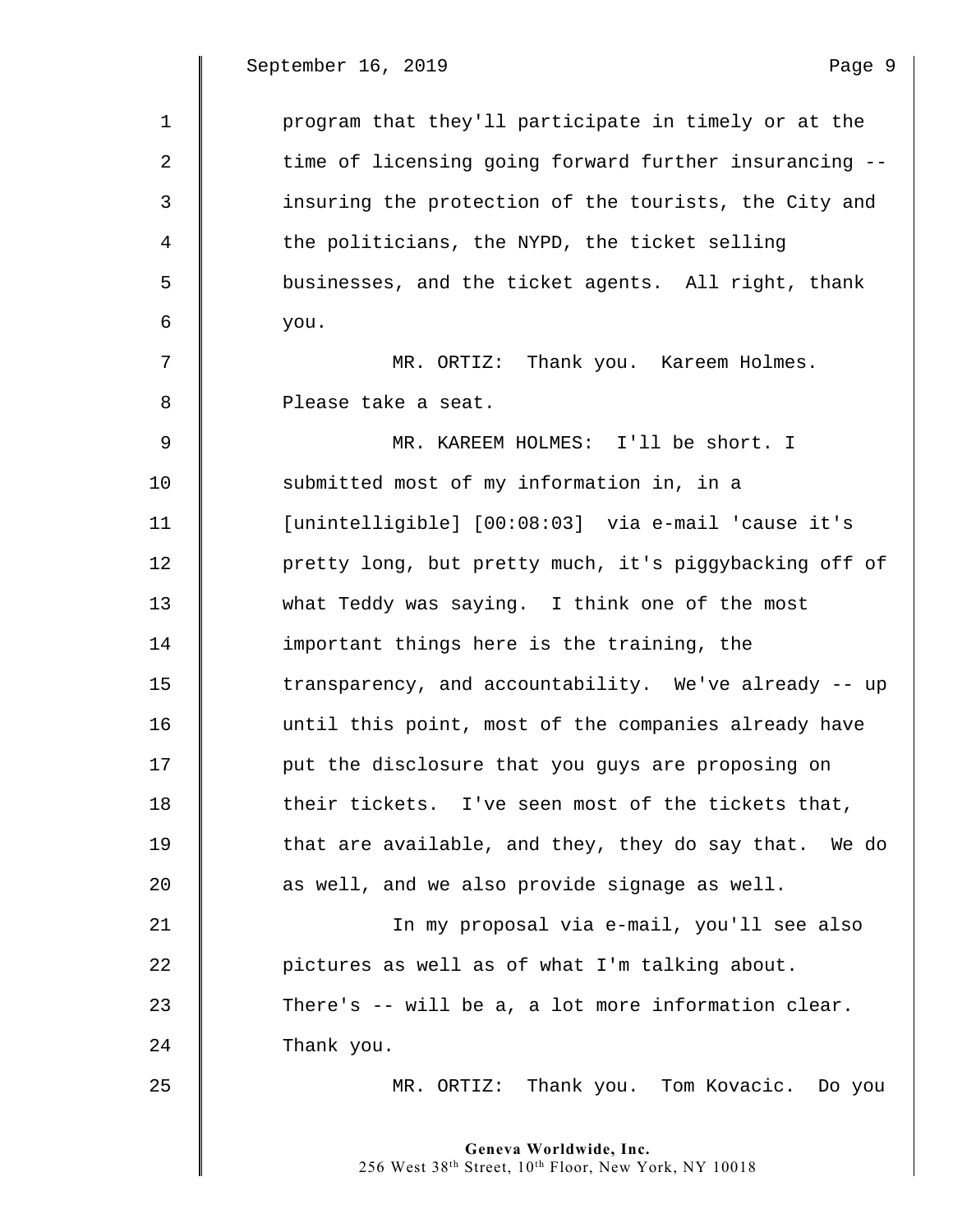program that they'll participate in timely or at the time of licensing going forward further insurancing -- insuring the protection of the tourists, the City and the politicians, the NYPD, the ticket selling businesses, and the ticket agents. All right, thank you.

MR. ORTIZ: Thank you. Kareem Holmes. Please take a seat.

MR. KAREEM HOLMES: I'll be short. I submitted most of my information in, in a [unintelligible] [00:08:03] via e-mail 'cause it's pretty long, but pretty much, it's piggybacking off of what Teddy was saying. I think one of the most important things here is the training, the transparency, and accountability. We've already -- up until this point, most of the companies already have put the disclosure that you guys are proposing on their tickets. I've seen most of the tickets that, that are available, and they, they do say that. We do as well, and we also provide signage as well.

In my proposal via e-mail, you'll see also pictures as well as of what I'm talking about. There's -- will be a, a lot more information clear. Thank you.

MR. ORTIZ: Thank you. Tom Kovacic. Do you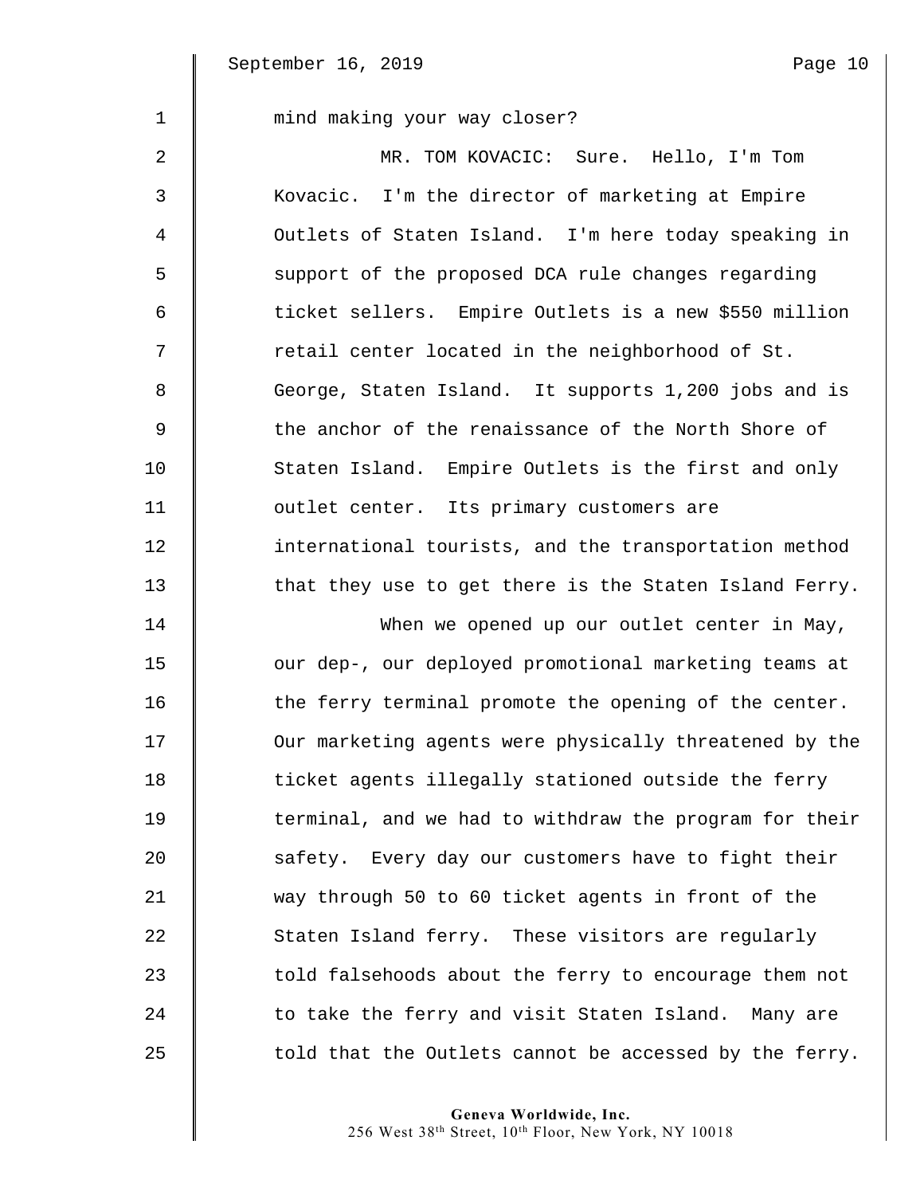mind making your way closer?

MR. TOM KOVACIC: Sure. Hello, I'm Tom Kovacic. I'm the director of marketing at Empire Outlets of Staten Island. I'm here today speaking in support of the proposed DCA rule changes regarding ticket sellers. Empire Outlets is a new $550 million retail center located in the neighborhood of St. George, Staten Island. It supports 1,200 jobs and is the anchor of the renaissance of the North Shore of Staten Island. Empire Outlets is the first and only outlet center. Its primary customers are international tourists, and the transportation method that they use to get there is the Staten Island Ferry.

When we opened up our outlet center in May, our dep-, our deployed promotional marketing teams at the ferry terminal promote the opening of the center. Our marketing agents were physically threatened by the ticket agents illegally stationed outside the ferry terminal, and we had to withdraw the program for their safety. Every day our customers have to fight their way through 50 to 60 ticket agents in front of the Staten Island ferry. These visitors are regularly told falsehoods about the ferry to encourage them not to take the ferry and visit Staten Island. Many are told that the Outlets cannot be accessed by the ferry.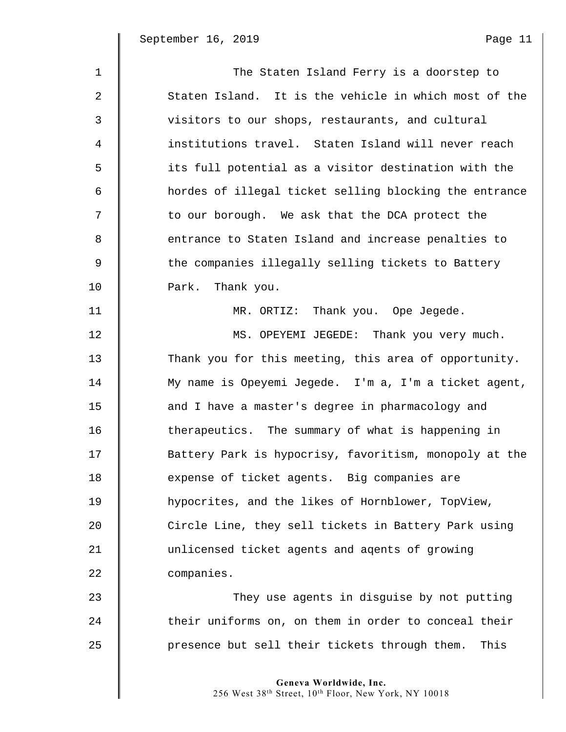The Staten Island Ferry is a doorstep to Staten Island. It is the vehicle in which most of the visitors to our shops, restaurants, and cultural institutions travel. Staten Island will never reach its full potential as a visitor destination with the hordes of illegal ticket selling blocking the entrance to our borough. We ask that the DCA protect the entrance to Staten Island and increase penalties to the companies illegally selling tickets to Battery Park. Thank you.

MR. ORTIZ: Thank you. Ope Jegede.

MS. OPEYEMI JEGEDE: Thank you very much. Thank you for this meeting, this area of opportunity. My name is Opeyemi Jegede. I'm a, I'm a ticket agent, and I have a master's degree in pharmacology and therapeutics. The summary of what is happening in Battery Park is hypocrisy, favoritism, monopoly at the expense of ticket agents. Big companies are hypocrites, and the likes of Hornblower, TopView, Circle Line, they sell tickets in Battery Park using unlicensed ticket agents and aqents of growing companies.

They use agents in disguise by not putting their uniforms on, on them in order to conceal their presence but sell their tickets through them. This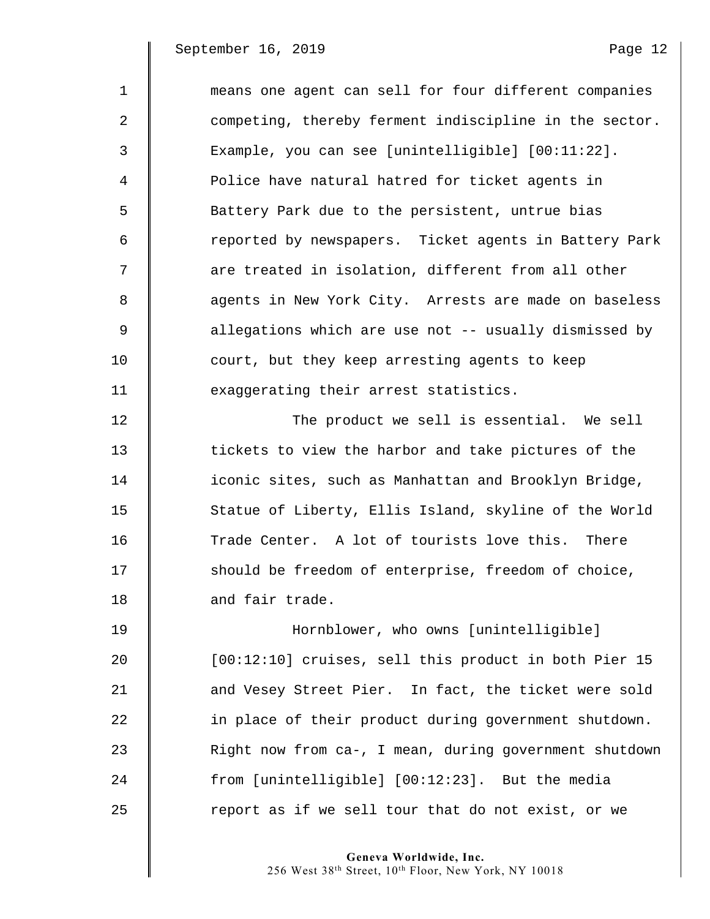means one agent can sell for four different companies competing, thereby ferment indiscipline in the sector. Example, you can see [unintelligible] [00:11:22]. Police have natural hatred for ticket agents in Battery Park due to the persistent, untrue bias reported by newspapers. Ticket agents in Battery Park are treated in isolation, different from all other agents in New York City. Arrests are made on baseless allegations which are use not -- usually dismissed by court, but they keep arresting agents to keep exaggerating their arrest statistics.

The product we sell is essential. We sell tickets to view the harbor and take pictures of the iconic sites, such as Manhattan and Brooklyn Bridge, Statue of Liberty, Ellis Island, skyline of the World Trade Center. A lot of tourists love this. There should be freedom of enterprise, freedom of choice, and fair trade.

Hornblower, who owns [unintelligible] [00:12:10] cruises, sell this product in both Pier 15 and Vesey Street Pier. In fact, the ticket were sold in place of their product during government shutdown. Right now from ca-, I mean, during government shutdown from [unintelligible] [00:12:23]. But the media report as if we sell tour that do not exist, or we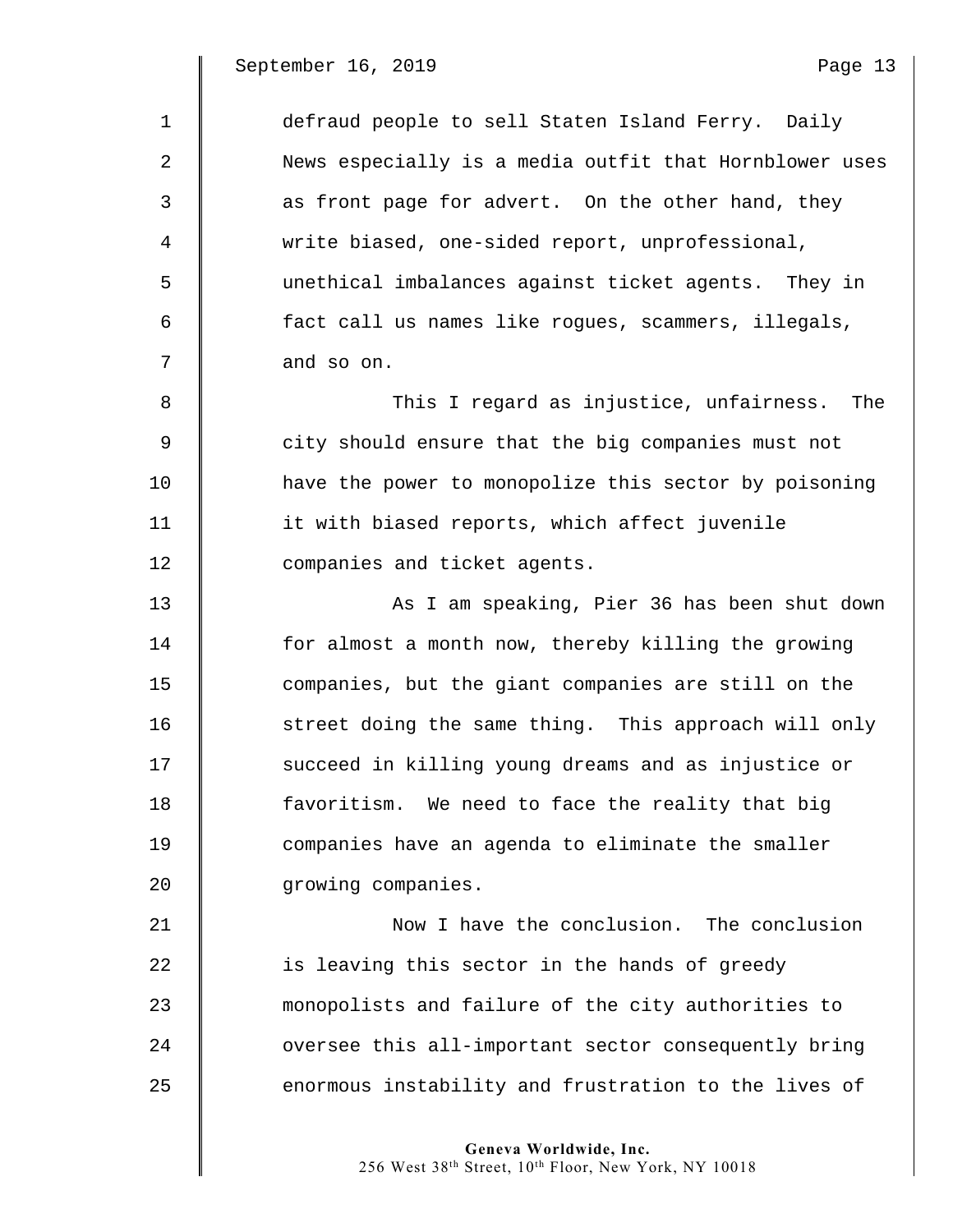defraud people to sell Staten Island Ferry. Daily News especially is a media outfit that Hornblower uses as front page for advert. On the other hand, they write biased, one-sided report, unprofessional, unethical imbalances against ticket agents. They in fact call us names like rogues, scammers, illegals, and so on.

This I regard as injustice, unfairness. The city should ensure that the big companies must not have the power to monopolize this sector by poisoning it with biased reports, which affect juvenile companies and ticket agents.

As I am speaking, Pier 36 has been shut down for almost a month now, thereby killing the growing companies, but the giant companies are still on the street doing the same thing. This approach will only succeed in killing young dreams and as injustice or favoritism. We need to face the reality that big companies have an agenda to eliminate the smaller growing companies.

Now I have the conclusion. The conclusion is leaving this sector in the hands of greedy monopolists and failure of the city authorities to oversee this all-important sector consequently bring enormous instability and frustration to the lives of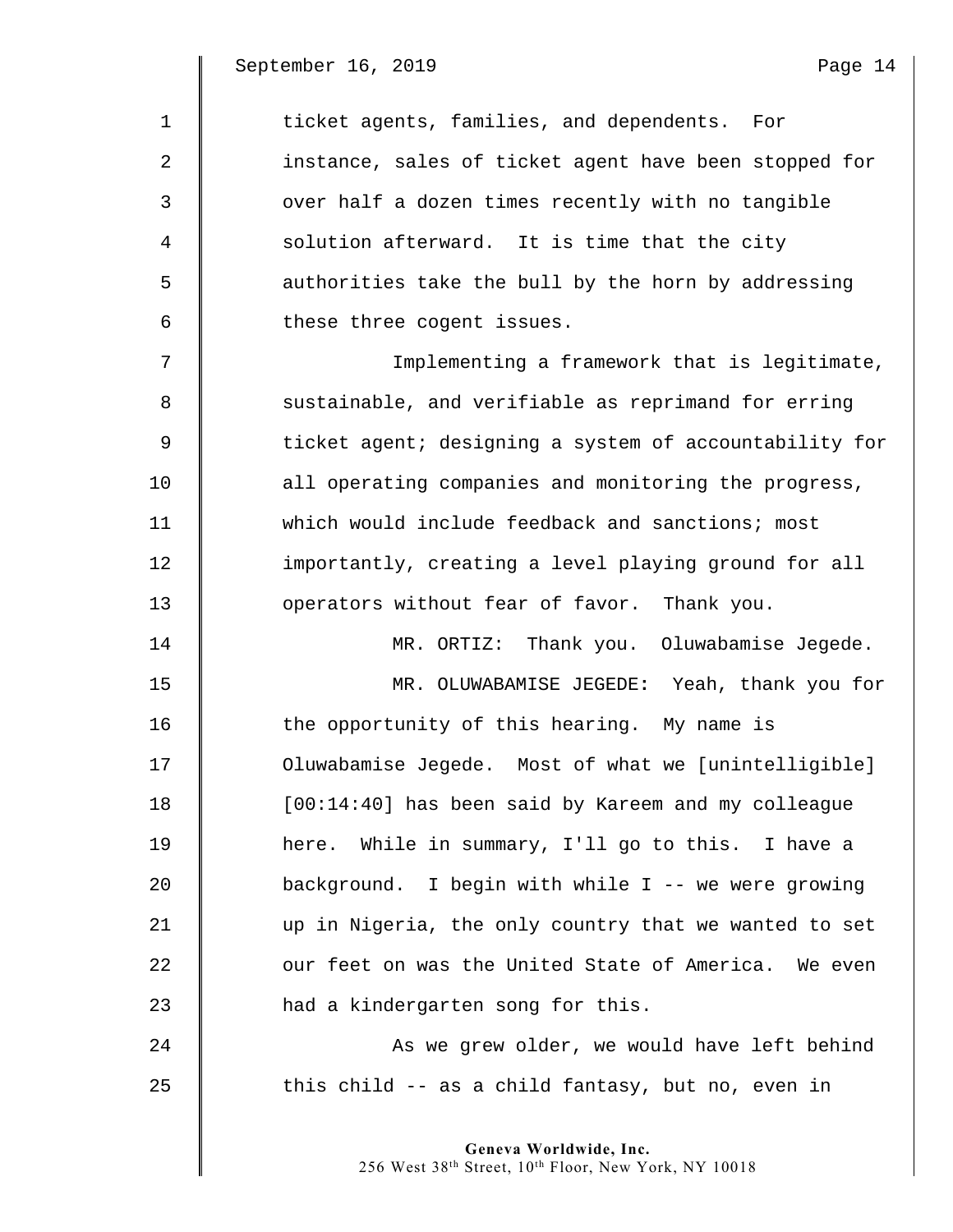ticket agents, families, and dependents. For instance, sales of ticket agent have been stopped for over half a dozen times recently with no tangible solution afterward. It is time that the city authorities take the bull by the horn by addressing these three cogent issues.

Implementing a framework that is legitimate, sustainable, and verifiable as reprimand for erring ticket agent; designing a system of accountability for all operating companies and monitoring the progress, which would include feedback and sanctions; most importantly, creating a level playing ground for all operators without fear of favor. Thank you.

MR. ORTIZ: Thank you. Oluwabamise Jegede.

MR. OLUWABAMISE JEGEDE: Yeah, thank you for the opportunity of this hearing. My name is Oluwabamise Jegede. Most of what we [unintelligible] [00:14:40] has been said by Kareem and my colleague here. While in summary, I'll go to this. I have a background. I begin with while I -- we were growing up in Nigeria, the only country that we wanted to set our feet on was the United State of America. We even had a kindergarten song for this.

As we grew older, we would have left behind this child -- as a child fantasy, but no, even in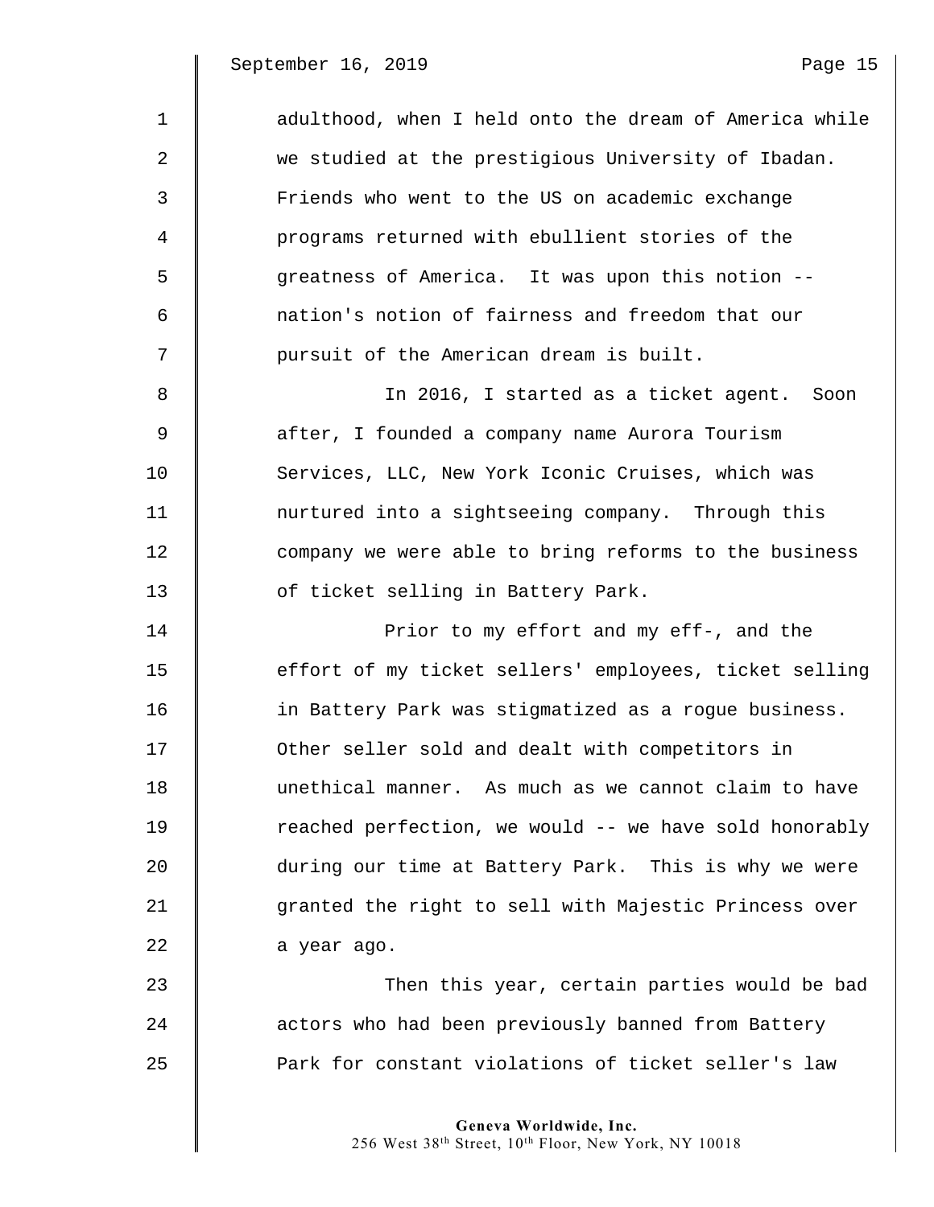adulthood, when I held onto the dream of America while we studied at the prestigious University of Ibadan. Friends who went to the US on academic exchange programs returned with ebullient stories of the greatness of America. It was upon this notion -- nation's notion of fairness and freedom that our pursuit of the American dream is built.

In 2016, I started as a ticket agent. Soon after, I founded a company name Aurora Tourism Services, LLC, New York Iconic Cruises, which was nurtured into a sightseeing company. Through this company we were able to bring reforms to the business of ticket selling in Battery Park.

Prior to my effort and my eff-, and the effort of my ticket sellers' employees, ticket selling in Battery Park was stigmatized as a rogue business. Other seller sold and dealt with competitors in unethical manner. As much as we cannot claim to have reached perfection, we would -- we have sold honorably during our time at Battery Park. This is why we were granted the right to sell with Majestic Princess over a year ago.

Then this year, certain parties would be bad actors who had been previously banned from Battery Park for constant violations of ticket seller's law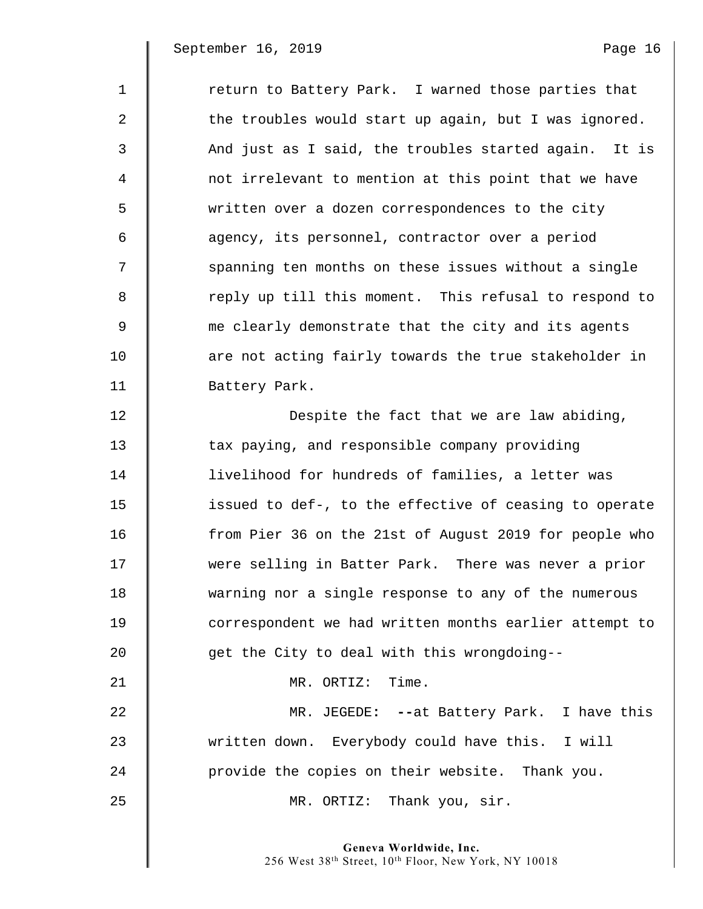return to Battery Park. I warned those parties that the troubles would start up again, but I was ignored. And just as I said, the troubles started again. It is not irrelevant to mention at this point that we have written over a dozen correspondences to the city agency, its personnel, contractor over a period spanning ten months on these issues without a single reply up till this moment. This refusal to respond to me clearly demonstrate that the city and its agents are not acting fairly towards the true stakeholder in Battery Park.

Despite the fact that we are law abiding, tax paying, and responsible company providing livelihood for hundreds of families, a letter was issued to def-, to the effective of ceasing to operate from Pier 36 on the 21st of August 2019 for people who were selling in Batter Park. There was never a prior warning nor a single response to any of the numerous correspondent we had written months earlier attempt to get the City to deal with this wrongdoing--

MR. ORTIZ: Time.

MR. JEGEDE: **--**at Battery Park. I have this written down. Everybody could have this. I will provide the copies on their website. Thank you.

MR. ORTIZ: Thank you, sir.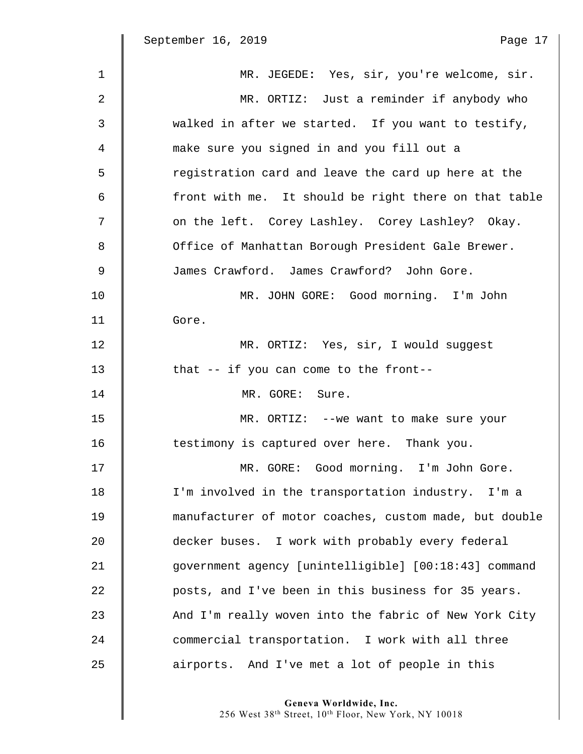MR. JEGEDE: Yes, sir, you're welcome, sir.

MR. ORTIZ: Just a reminder if anybody who walked in after we started. If you want to testify, make sure you signed in and you fill out a registration card and leave the card up here at the front with me. It should be right there on that table on the left. Corey Lashley. Corey Lashley? Okay. Office of Manhattan Borough President Gale Brewer. James Crawford. James Crawford? John Gore.

MR. JOHN GORE: Good morning. I'm John Gore.

MR. ORTIZ: Yes, sir, I would suggest that -- if you can come to the front--

MR. GORE: Sure.

MR. ORTIZ: --we want to make sure your testimony is captured over here. Thank you.

MR. GORE: Good morning. I'm John Gore. I'm involved in the transportation industry. I'm a manufacturer of motor coaches, custom made, but double decker buses. I work with probably every federal government agency [unintelligible] [00:18:43] command posts, and I've been in this business for 35 years. And I'm really woven into the fabric of New York City commercial transportation. I work with all three airports. And I've met a lot of people in this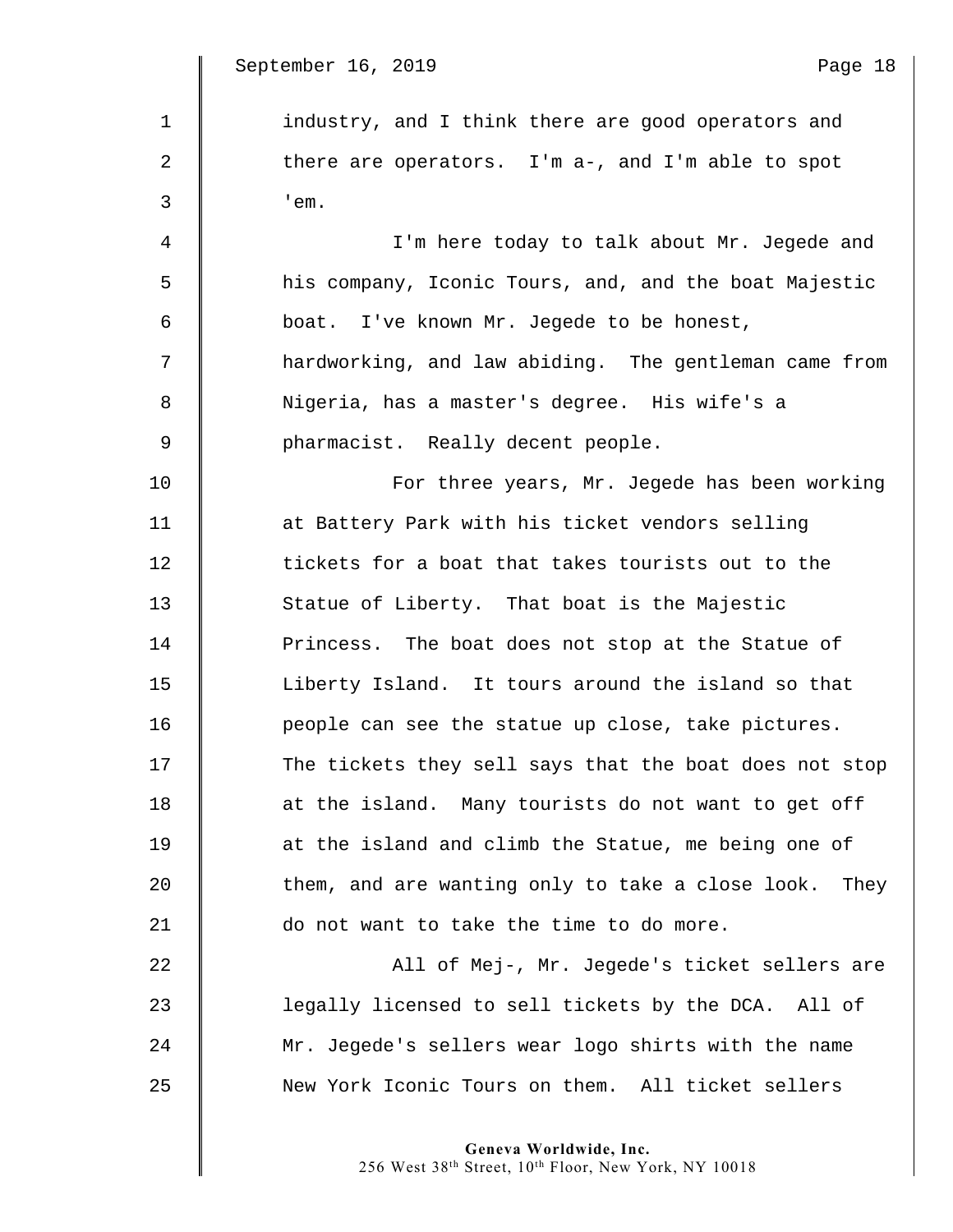industry, and I think there are good operators and there are operators. I'm a-, and I'm able to spot 'em.

I'm here today to talk about Mr. Jegede and his company, Iconic Tours, and, and the boat Majestic boat. I've known Mr. Jegede to be honest, hardworking, and law abiding. The gentleman came from Nigeria, has a master's degree. His wife's a pharmacist. Really decent people.

For three years, Mr. Jegede has been working at Battery Park with his ticket vendors selling tickets for a boat that takes tourists out to the Statue of Liberty. That boat is the Majestic Princess. The boat does not stop at the Statue of Liberty Island. It tours around the island so that people can see the statue up close, take pictures. The tickets they sell says that the boat does not stop at the island. Many tourists do not want to get off at the island and climb the Statue, me being one of them, and are wanting only to take a close look. They do not want to take the time to do more.

All of Mej-, Mr. Jegede's ticket sellers are legally licensed to sell tickets by the DCA. All of Mr. Jegede's sellers wear logo shirts with the name New York Iconic Tours on them. All ticket sellers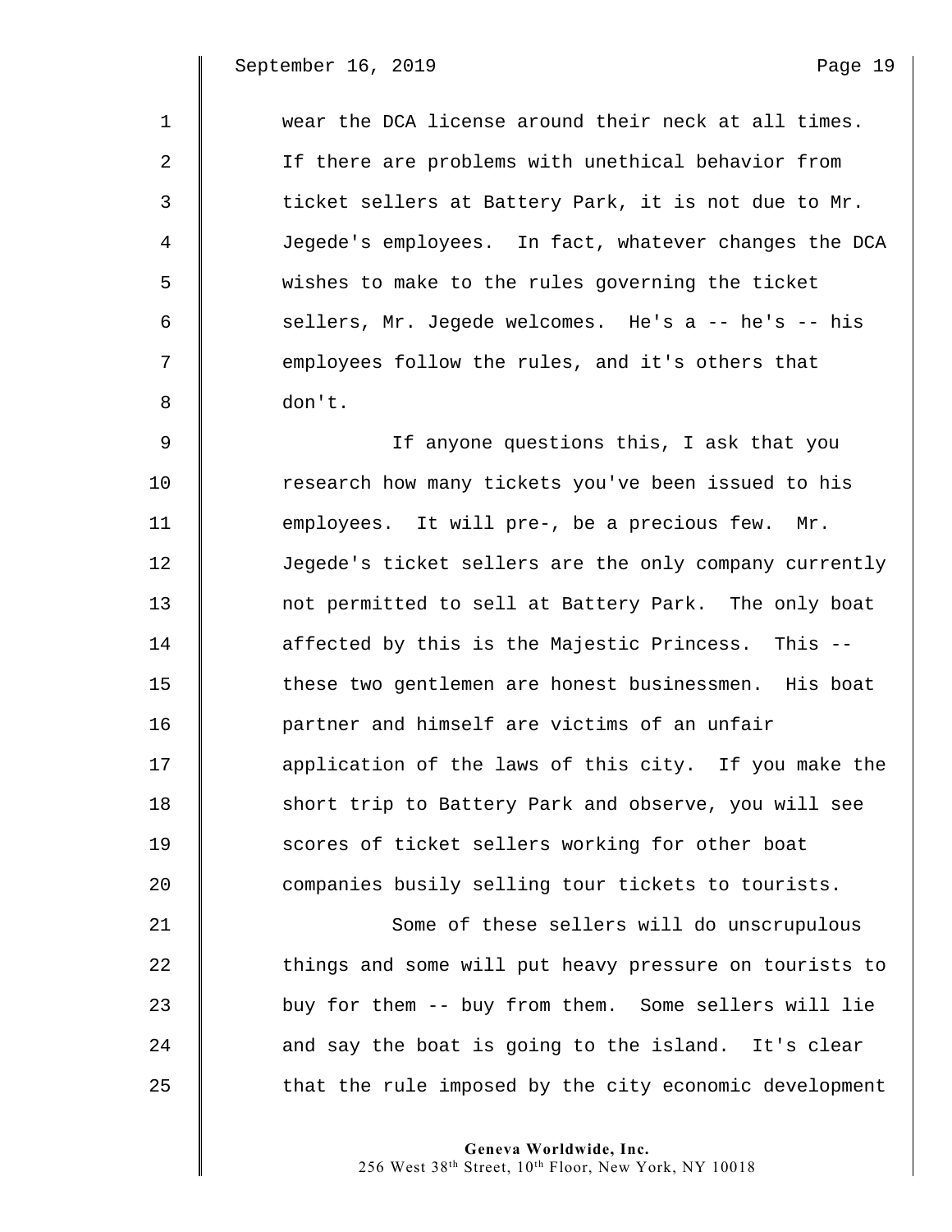wear the DCA license around their neck at all times. If there are problems with unethical behavior from ticket sellers at Battery Park, it is not due to Mr. Jegede's employees. In fact, whatever changes the DCA wishes to make to the rules governing the ticket sellers, Mr. Jegede welcomes. He's a -- he's -- his employees follow the rules, and it's others that don't.

If anyone questions this, I ask that you research how many tickets you've been issued to his employees. It will pre-, be a precious few. Mr. Jegede's ticket sellers are the only company currently not permitted to sell at Battery Park. The only boat affected by this is the Majestic Princess. This -- these two gentlemen are honest businessmen. His boat partner and himself are victims of an unfair application of the laws of this city. If you make the short trip to Battery Park and observe, you will see scores of ticket sellers working for other boat companies busily selling tour tickets to tourists.

Some of these sellers will do unscrupulous things and some will put heavy pressure on tourists to buy for them -- buy from them. Some sellers will lie and say the boat is going to the island. It's clear that the rule imposed by the city economic development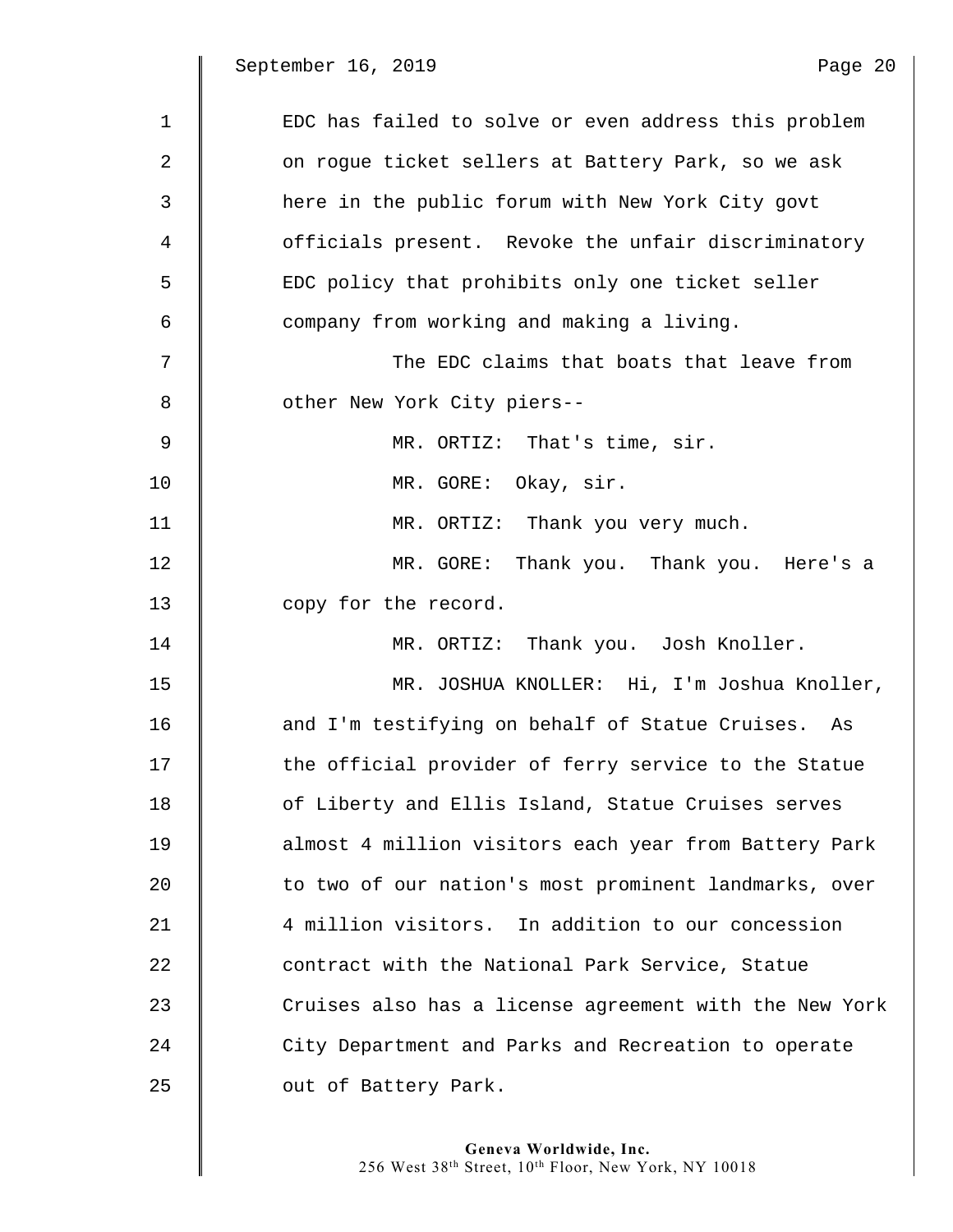EDC has failed to solve or even address this problem on rogue ticket sellers at Battery Park, so we ask here in the public forum with New York City govt officials present. Revoke the unfair discriminatory EDC policy that prohibits only one ticket seller company from working and making a living.

The EDC claims that boats that leave from other New York City piers--

MR. ORTIZ: That's time, sir.

MR. GORE: Okay, sir.

MR. ORTIZ: Thank you very much.

MR. GORE: Thank you. Thank you. Here's a copy for the record.

MR. ORTIZ: Thank you. Josh Knoller.

MR. JOSHUA KNOLLER: Hi, I'm Joshua Knoller, and I'm testifying on behalf of Statue Cruises. As the official provider of ferry service to the Statue of Liberty and Ellis Island, Statue Cruises serves almost 4 million visitors each year from Battery Park to two of our nation's most prominent landmarks, over 4 million visitors. In addition to our concession contract with the National Park Service, Statue Cruises also has a license agreement with the New York City Department and Parks and Recreation to operate out of Battery Park.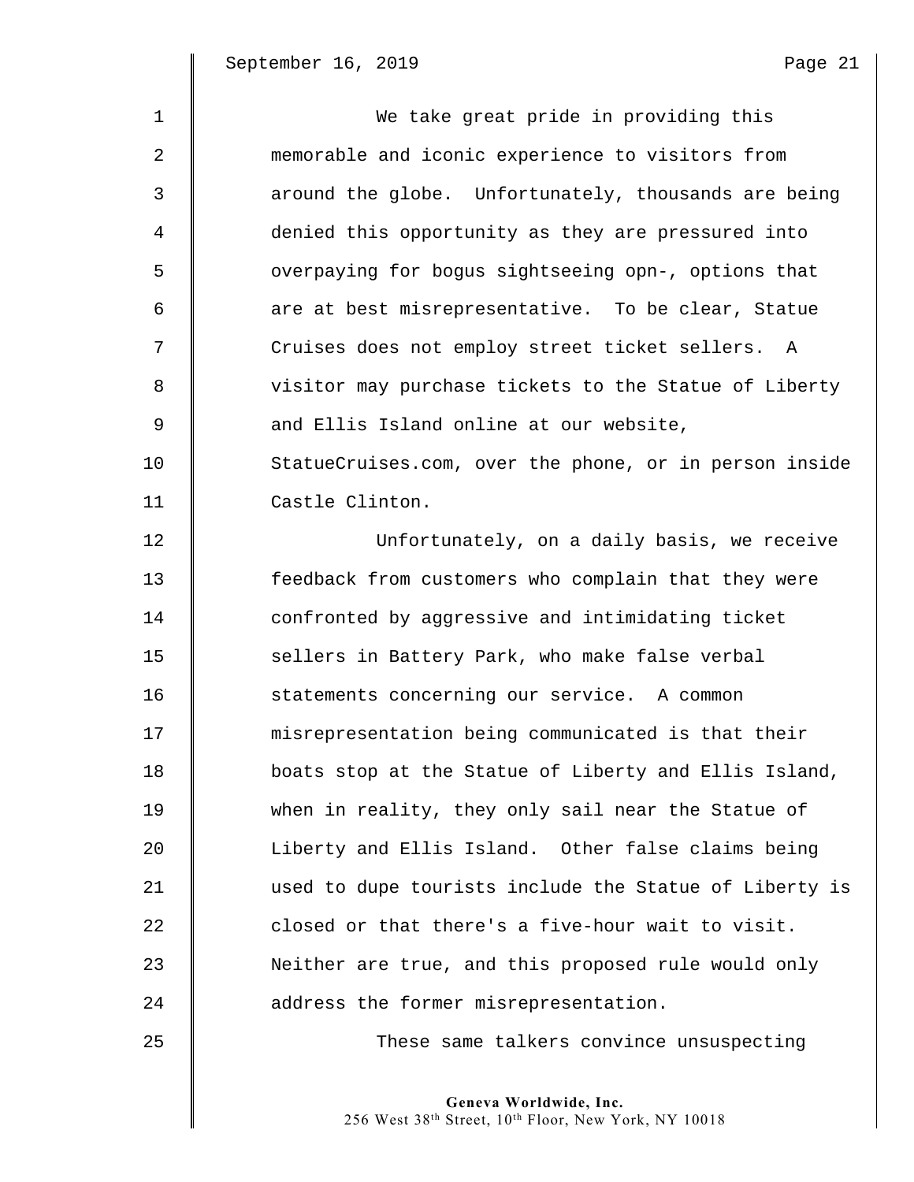We take great pride in providing this memorable and iconic experience to visitors from around the globe. Unfortunately, thousands are being denied this opportunity as they are pressured into overpaying for bogus sightseeing opn-, options that are at best misrepresentative. To be clear, Statue Cruises does not employ street ticket sellers. A visitor may purchase tickets to the Statue of Liberty and Ellis Island online at our website, StatueCruises.com, over the phone, or in person inside Castle Clinton.

Unfortunately, on a daily basis, we receive feedback from customers who complain that they were confronted by aggressive and intimidating ticket sellers in Battery Park, who make false verbal statements concerning our service. A common misrepresentation being communicated is that their boats stop at the Statue of Liberty and Ellis Island, when in reality, they only sail near the Statue of Liberty and Ellis Island. Other false claims being used to dupe tourists include the Statue of Liberty is closed or that there's a five-hour wait to visit. Neither are true, and this proposed rule would only address the former misrepresentation.

These same talkers convince unsuspecting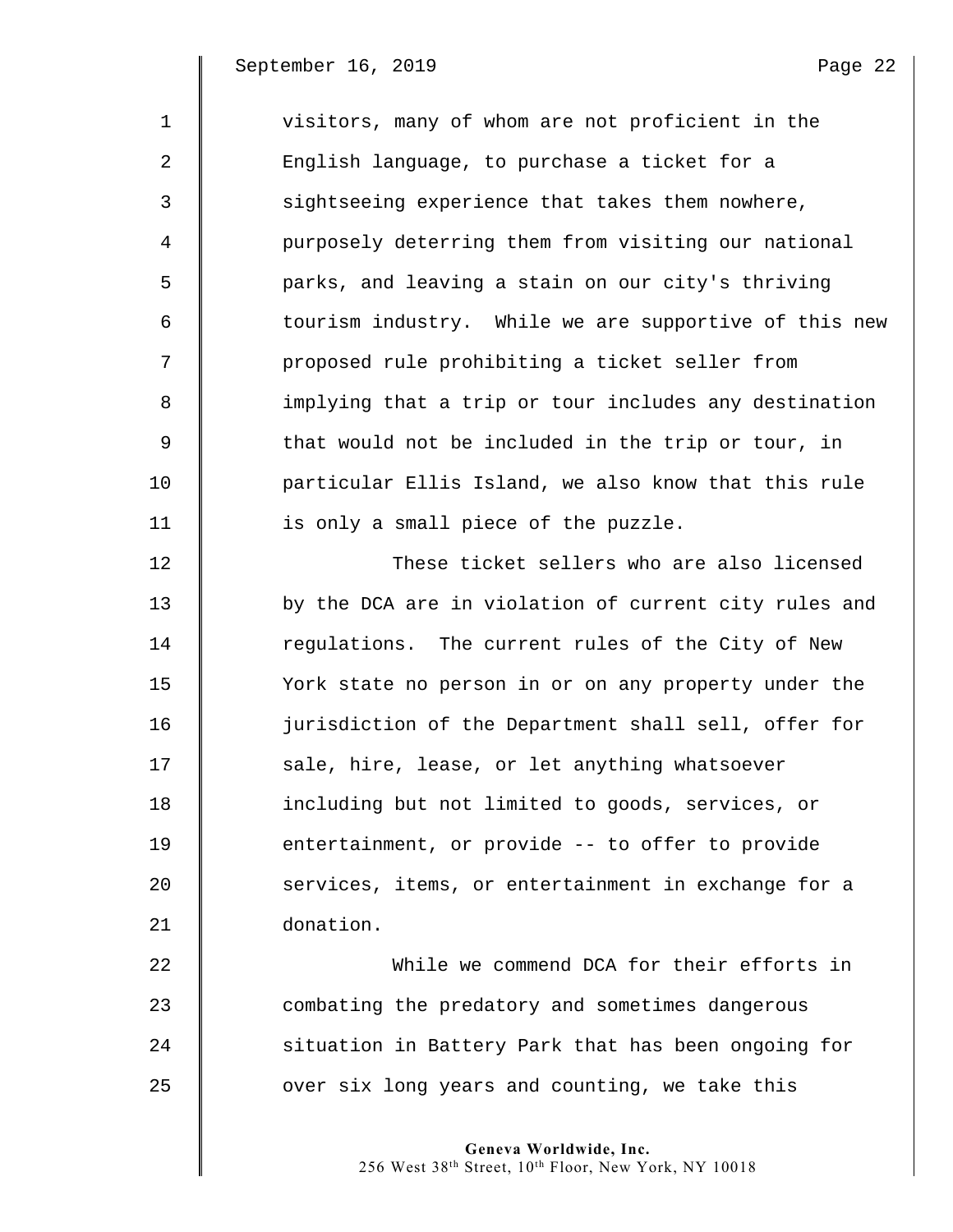visitors, many of whom are not proficient in the English language, to purchase a ticket for a sightseeing experience that takes them nowhere, purposely deterring them from visiting our national parks, and leaving a stain on our city's thriving tourism industry. While we are supportive of this new proposed rule prohibiting a ticket seller from implying that a trip or tour includes any destination that would not be included in the trip or tour, in particular Ellis Island, we also know that this rule is only a small piece of the puzzle.

These ticket sellers who are also licensed by the DCA are in violation of current city rules and regulations. The current rules of the City of New York state no person in or on any property under the jurisdiction of the Department shall sell, offer for sale, hire, lease, or let anything whatsoever including but not limited to goods, services, or entertainment, or provide -- to offer to provide services, items, or entertainment in exchange for a donation.

While we commend DCA for their efforts in combating the predatory and sometimes dangerous situation in Battery Park that has been ongoing for over six long years and counting, we take this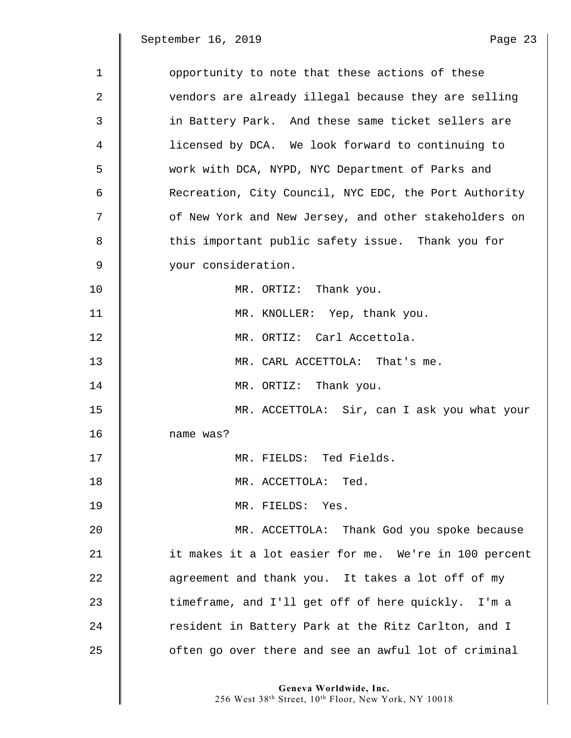opportunity to note that these actions of these vendors are already illegal because they are selling in Battery Park. And these same ticket sellers are licensed by DCA. We look forward to continuing to work with DCA, NYPD, NYC Department of Parks and Recreation, City Council, NYC EDC, the Port Authority of New York and New Jersey, and other stakeholders on this important public safety issue. Thank you for your consideration.

MR. ORTIZ: Thank you.

MR. KNOLLER: Yep, thank you.

MR. ORTIZ: Carl Accettola.

MR. CARL ACCETTOLA: That's me.

MR. ORTIZ: Thank you.

MR. ACCETTOLA: Sir, can I ask you what your name was?

MR. FIELDS: Ted Fields.

MR. ACCETTOLA: Ted.

MR. FIELDS: Yes.

MR. ACCETTOLA: Thank God you spoke because it makes it a lot easier for me. We're in 100 percent agreement and thank you. It takes a lot off of my timeframe, and I'll get off of here quickly. I'm a resident in Battery Park at the Ritz Carlton, and I often go over there and see an awful lot of criminal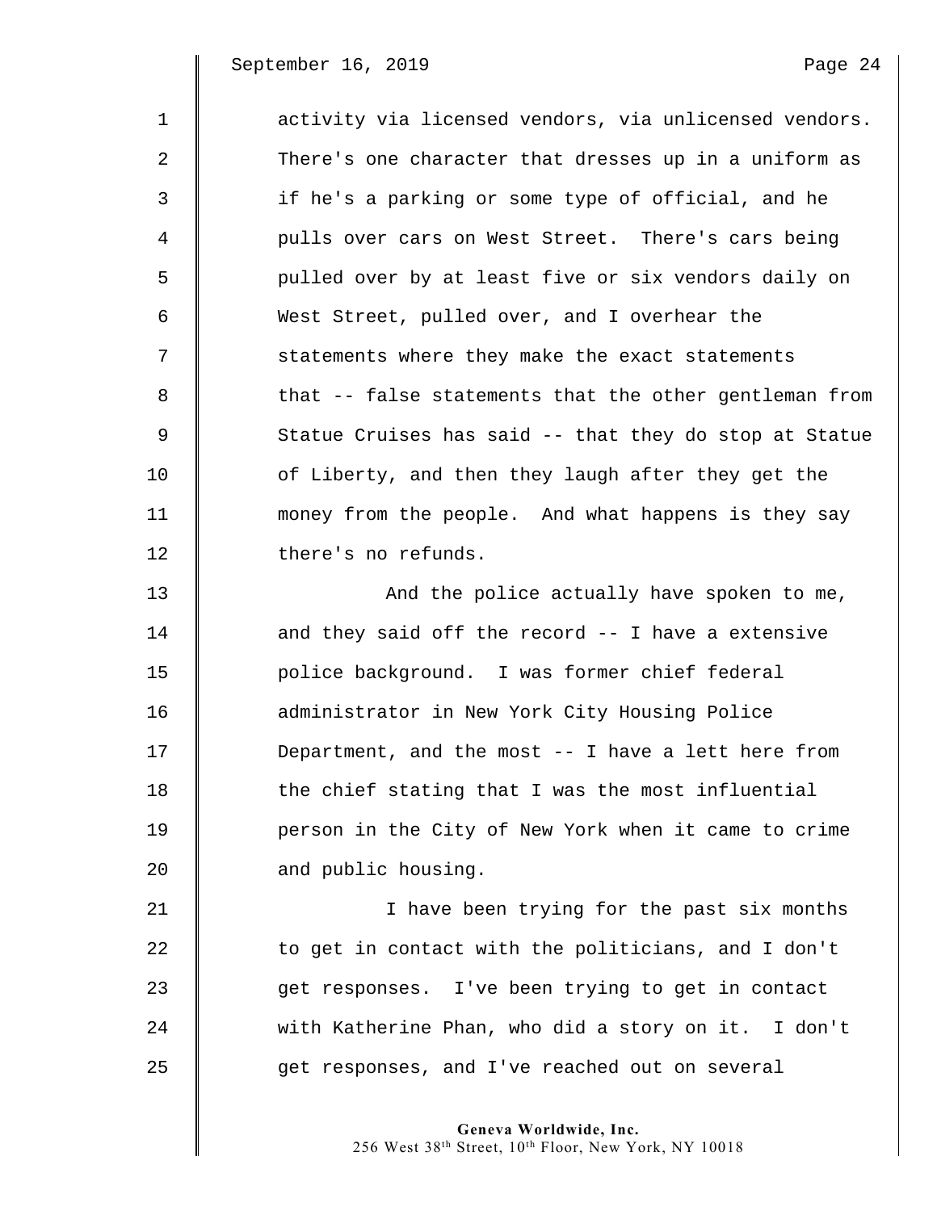activity via licensed vendors, via unlicensed vendors. There's one character that dresses up in a uniform as if he's a parking or some type of official, and he pulls over cars on West Street. There's cars being pulled over by at least five or six vendors daily on West Street, pulled over, and I overhear the statements where they make the exact statements that -- false statements that the other gentleman from Statue Cruises has said -- that they do stop at Statue of Liberty, and then they laugh after they get the money from the people. And what happens is they say there's no refunds.

And the police actually have spoken to me, and they said off the record -- I have a extensive police background. I was former chief federal administrator in New York City Housing Police Department, and the most -- I have a lett here from the chief stating that I was the most influential person in the City of New York when it came to crime and public housing.

I have been trying for the past six months to get in contact with the politicians, and I don't get responses. I've been trying to get in contact with Katherine Phan, who did a story on it. I don't get responses, and I've reached out on several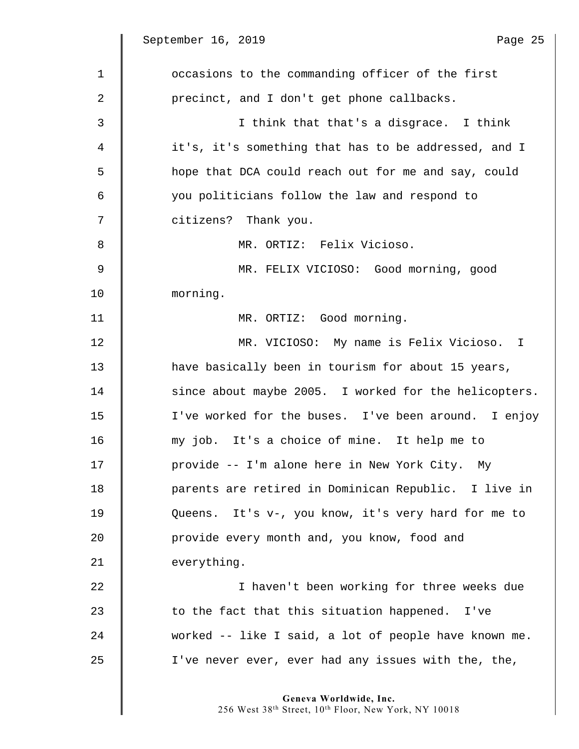occasions to the commanding officer of the first precinct, and I don't get phone callbacks.

I think that that's a disgrace. I think it's, it's something that has to be addressed, and I hope that DCA could reach out for me and say, could you politicians follow the law and respond to citizens? Thank you.

MR. ORTIZ: Felix Vicioso.

MR. FELIX VICIOSO: Good morning, good morning.

MR. ORTIZ: Good morning.

MR. VICIOSO: My name is Felix Vicioso. I have basically been in tourism for about 15 years, since about maybe 2005. I worked for the helicopters. I've worked for the buses. I've been around. I enjoy my job. It's a choice of mine. It help me to provide -- I'm alone here in New York City. My parents are retired in Dominican Republic. I live in Queens. It's v-, you know, it's very hard for me to provide every month and, you know, food and everything.

I haven't been working for three weeks due to the fact that this situation happened. I've worked -- like I said, a lot of people have known me. I've never ever, ever had any issues with the, the,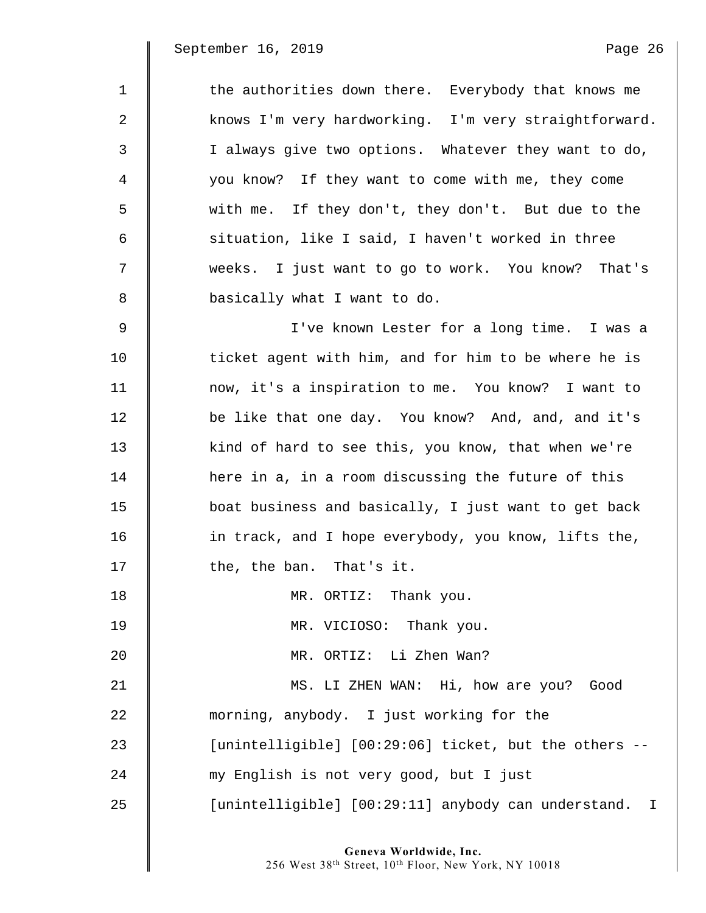the authorities down there. Everybody that knows me knows I'm very hardworking. I'm very straightforward. I always give two options. Whatever they want to do, you know? If they want to come with me, they come with me. If they don't, they don't. But due to the situation, like I said, I haven't worked in three weeks. I just want to go to work. You know? That's basically what I want to do.

I've known Lester for a long time. I was a ticket agent with him, and for him to be where he is now, it's a inspiration to me. You know? I want to be like that one day. You know? And, and, and it's kind of hard to see this, you know, that when we're here in a, in a room discussing the future of this boat business and basically, I just want to get back in track, and I hope everybody, you know, lifts the, the, the ban. That's it.

MR. ORTIZ: Thank you.

MR. VICIOSO: Thank you.

MR. ORTIZ: Li Zhen Wan?

MS. LI ZHEN WAN: Hi, how are you? Good morning, anybody. I just working for the [unintelligible] [00:29:06] ticket, but the others -- my English is not very good, but I just [unintelligible] [00:29:11] anybody can understand. I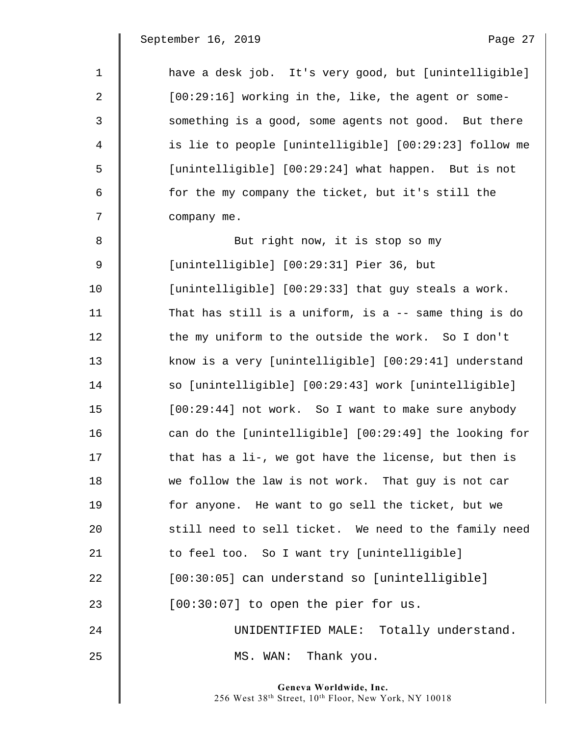have a desk job. It's very good, but [unintelligible] [00:29:16] working in the, like, the agent or some-something is a good, some agents not good. But there is lie to people [unintelligible] [00:29:23] follow me [unintelligible] [00:29:24] what happen. But is not for the my company the ticket, but it's still the company me.

But right now, it is stop so my [unintelligible] [00:29:31] Pier 36, but [unintelligible] [00:29:33] that guy steals a work. That has still is a uniform, is a -- same thing is do the my uniform to the outside the work. So I don't know is a very [unintelligible] [00:29:41] understand so [unintelligible] [00:29:43] work [unintelligible] [00:29:44] not work. So I want to make sure anybody can do the [unintelligible] [00:29:49] the looking for that has a li-, we got have the license, but then is we follow the law is not work. That guy is not car for anyone. He want to go sell the ticket, but we still need to sell ticket. We need to the family need to feel too. So I want try [unintelligible] [00:30:05] can understand so [unintelligible] [00:30:07] to open the pier for us.

UNIDENTIFIED MALE: Totally understand.

MS. WAN: Thank you.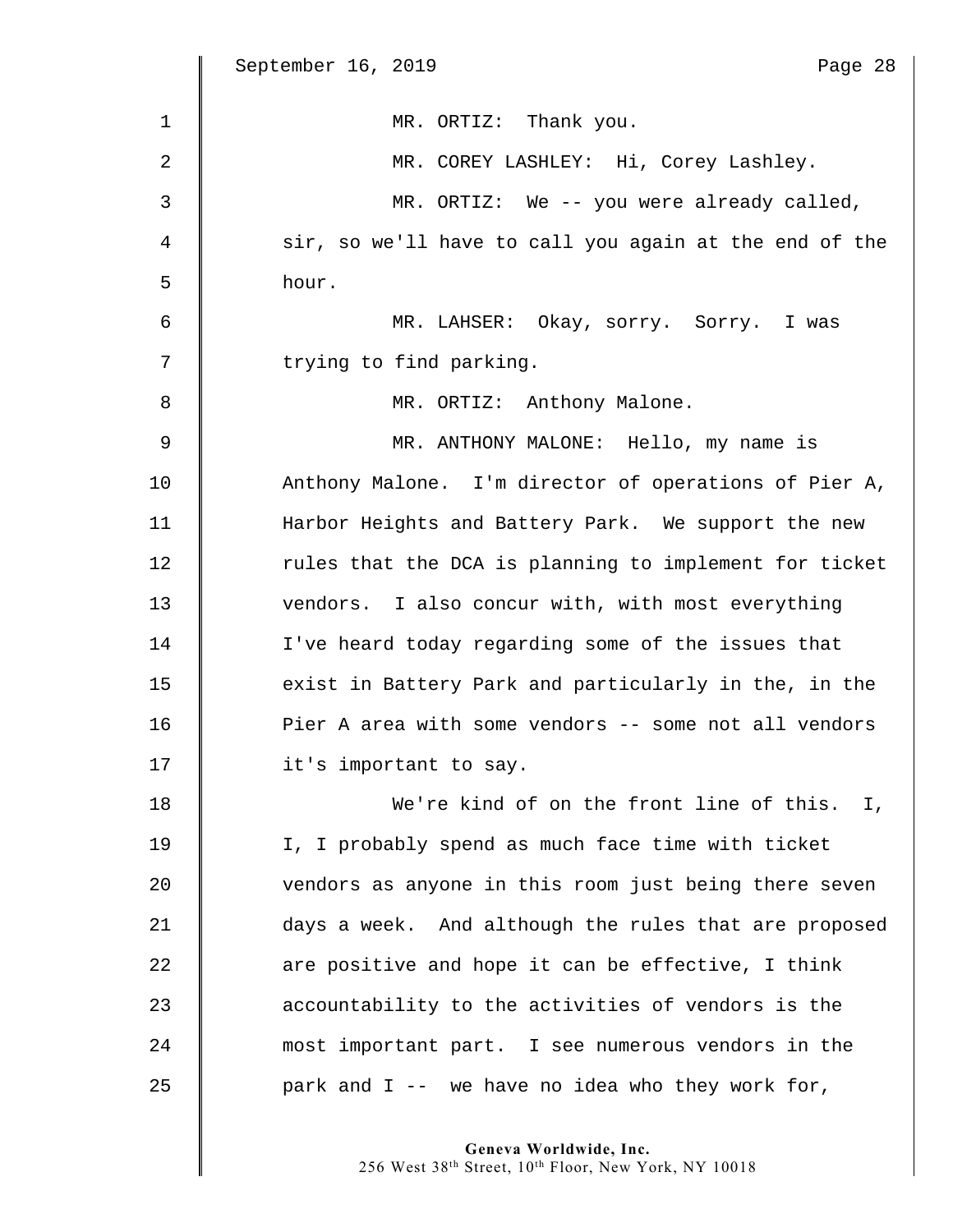MR. ORTIZ: Thank you.

MR. COREY LASHLEY: Hi, Corey Lashley.

MR. ORTIZ: We -- you were already called, sir, so we'll have to call you again at the end of the hour.

MR. LAHSER: Okay, sorry. Sorry. I was trying to find parking.

MR. ORTIZ: Anthony Malone.

MR. ANTHONY MALONE: Hello, my name is Anthony Malone. I'm director of operations of Pier A, Harbor Heights and Battery Park. We support the new rules that the DCA is planning to implement for ticket vendors. I also concur with, with most everything I've heard today regarding some of the issues that exist in Battery Park and particularly in the, in the Pier A area with some vendors -- some not all vendors it's important to say.

We're kind of on the front line of this. I, I, I probably spend as much face time with ticket vendors as anyone in this room just being there seven days a week. And although the rules that are proposed are positive and hope it can be effective, I think accountability to the activities of vendors is the most important part. I see numerous vendors in the park and I -- we have no idea who they work for,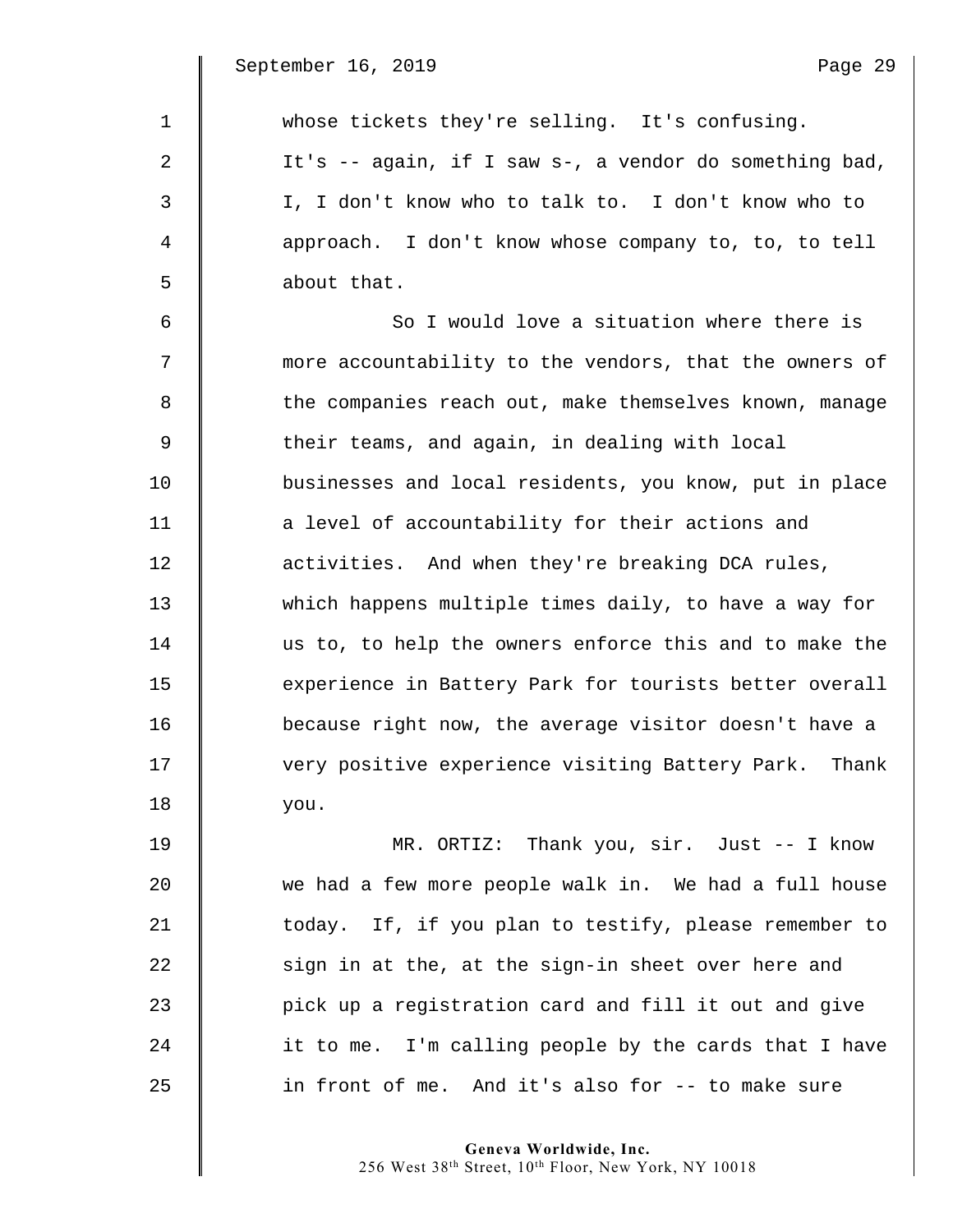whose tickets they're selling. It's confusing. It's -- again, if I saw s-, a vendor do something bad, I, I don't know who to talk to. I don't know who to approach. I don't know whose company to, to, to tell about that.

So I would love a situation where there is more accountability to the vendors, that the owners of the companies reach out, make themselves known, manage their teams, and again, in dealing with local businesses and local residents, you know, put in place a level of accountability for their actions and activities. And when they're breaking DCA rules, which happens multiple times daily, to have a way for us to, to help the owners enforce this and to make the experience in Battery Park for tourists better overall because right now, the average visitor doesn't have a very positive experience visiting Battery Park. Thank you.

MR. ORTIZ: Thank you, sir. Just -- I know we had a few more people walk in. We had a full house today. If, if you plan to testify, please remember to sign in at the, at the sign-in sheet over here and pick up a registration card and fill it out and give it to me. I'm calling people by the cards that I have in front of me. And it's also for -- to make sure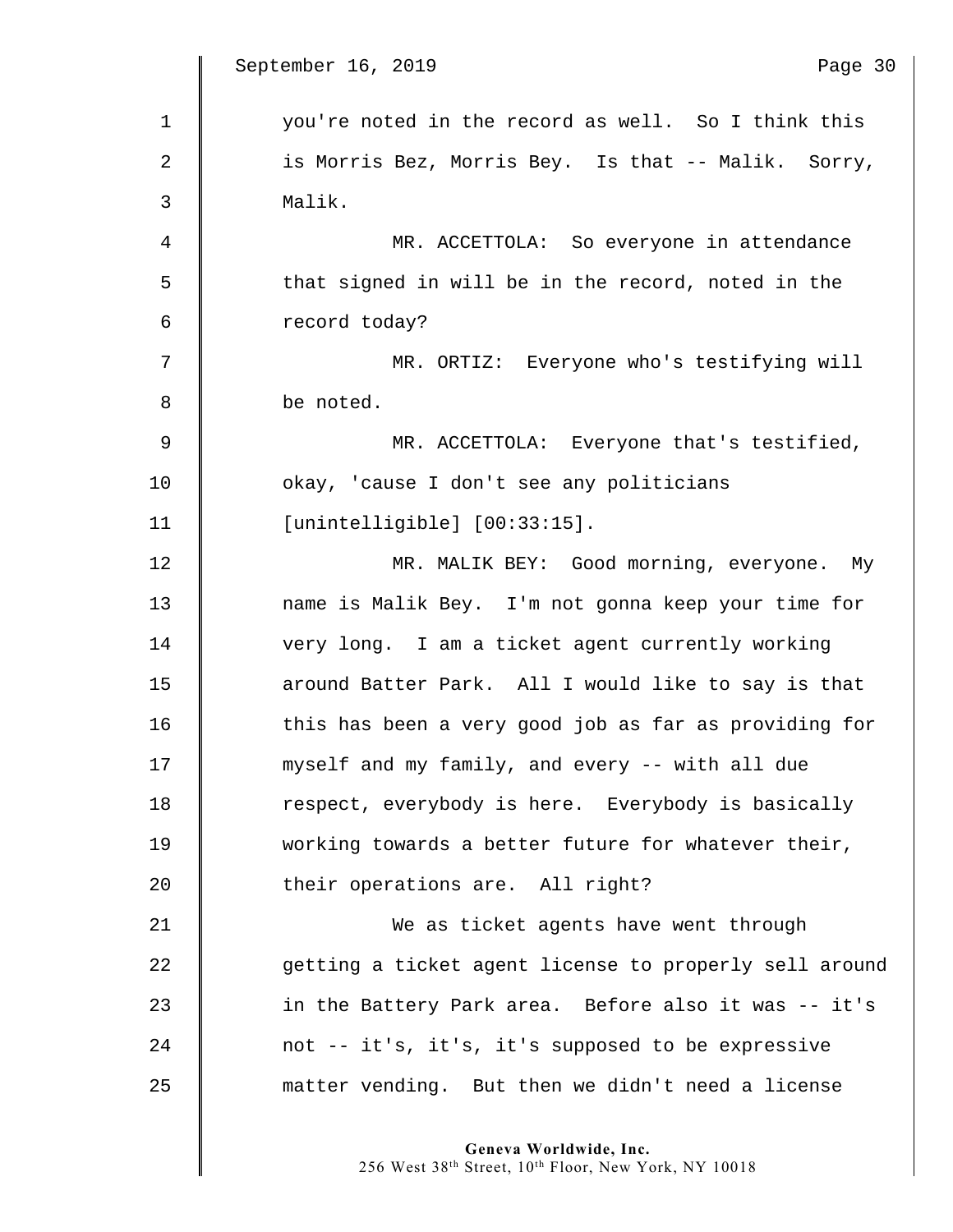you're noted in the record as well. So I think this is Morris Bez, Morris Bey. Is that -- Malik. Sorry, Malik.

MR. ACCETTOLA: So everyone in attendance that signed in will be in the record, noted in the record today?

MR. ORTIZ: Everyone who's testifying will be noted.

MR. ACCETTOLA: Everyone that's testified, okay, 'cause I don't see any politicians [unintelligible] [00:33:15].

MR. MALIK BEY: Good morning, everyone. My name is Malik Bey. I'm not gonna keep your time for very long. I am a ticket agent currently working around Batter Park. All I would like to say is that this has been a very good job as far as providing for myself and my family, and every -- with all due respect, everybody is here. Everybody is basically working towards a better future for whatever their, their operations are. All right?

We as ticket agents have went through getting a ticket agent license to properly sell around in the Battery Park area. Before also it was -- it's not -- it's, it's, it's supposed to be expressive matter vending. But then we didn't need a license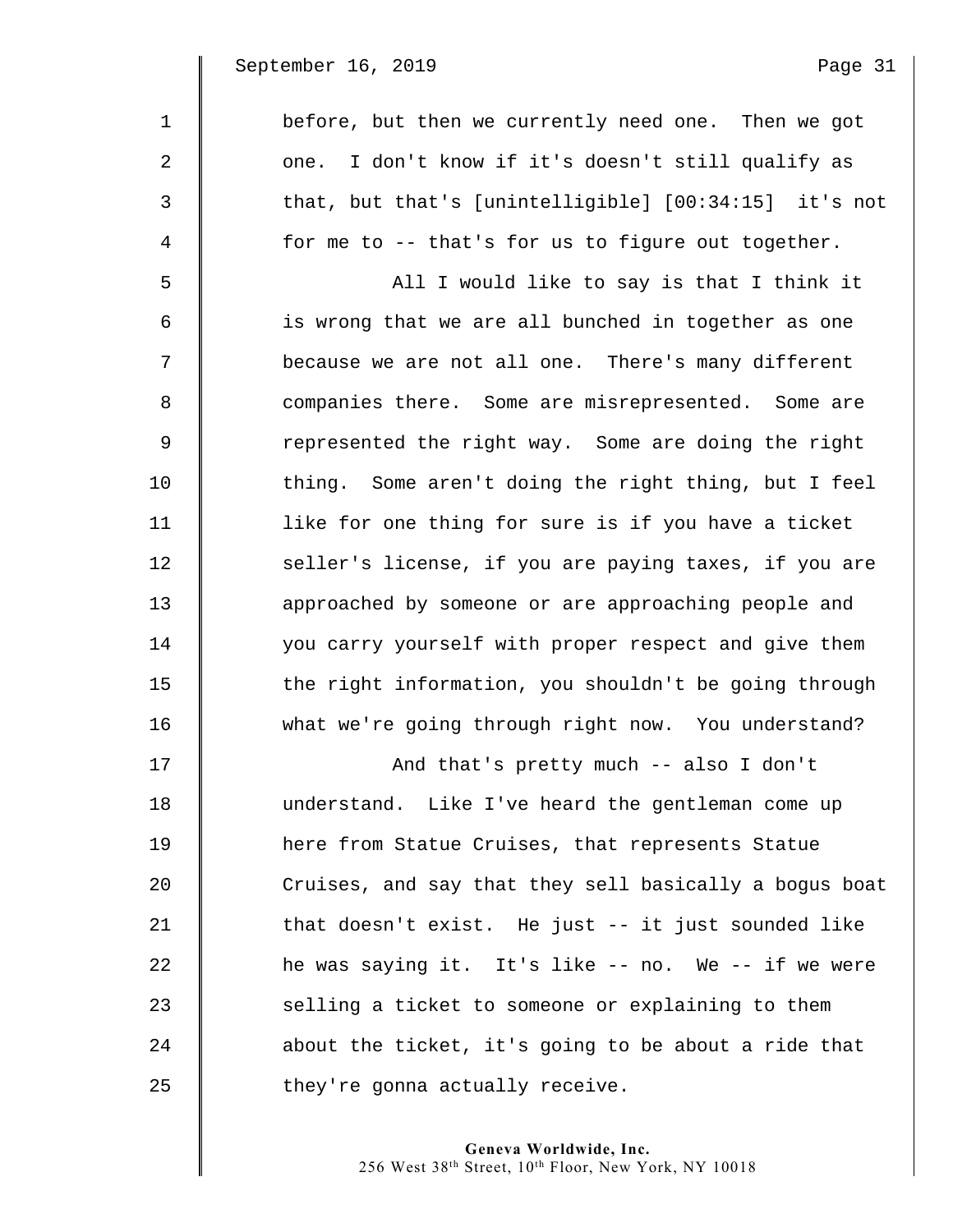before, but then we currently need one. Then we got one. I don't know if it's doesn't still qualify as that, but that's [unintelligible] [00:34:15] it's not for me to -- that's for us to figure out together.

All I would like to say is that I think it is wrong that we are all bunched in together as one because we are not all one. There's many different companies there. Some are misrepresented. Some are represented the right way. Some are doing the right thing. Some aren't doing the right thing, but I feel like for one thing for sure is if you have a ticket seller's license, if you are paying taxes, if you are approached by someone or are approaching people and you carry yourself with proper respect and give them the right information, you shouldn't be going through what we're going through right now. You understand?

And that's pretty much -- also I don't understand. Like I've heard the gentleman come up here from Statue Cruises, that represents Statue Cruises, and say that they sell basically a bogus boat that doesn't exist. He just -- it just sounded like he was saying it. It's like -- no. We -- if we were selling a ticket to someone or explaining to them about the ticket, it's going to be about a ride that they're gonna actually receive.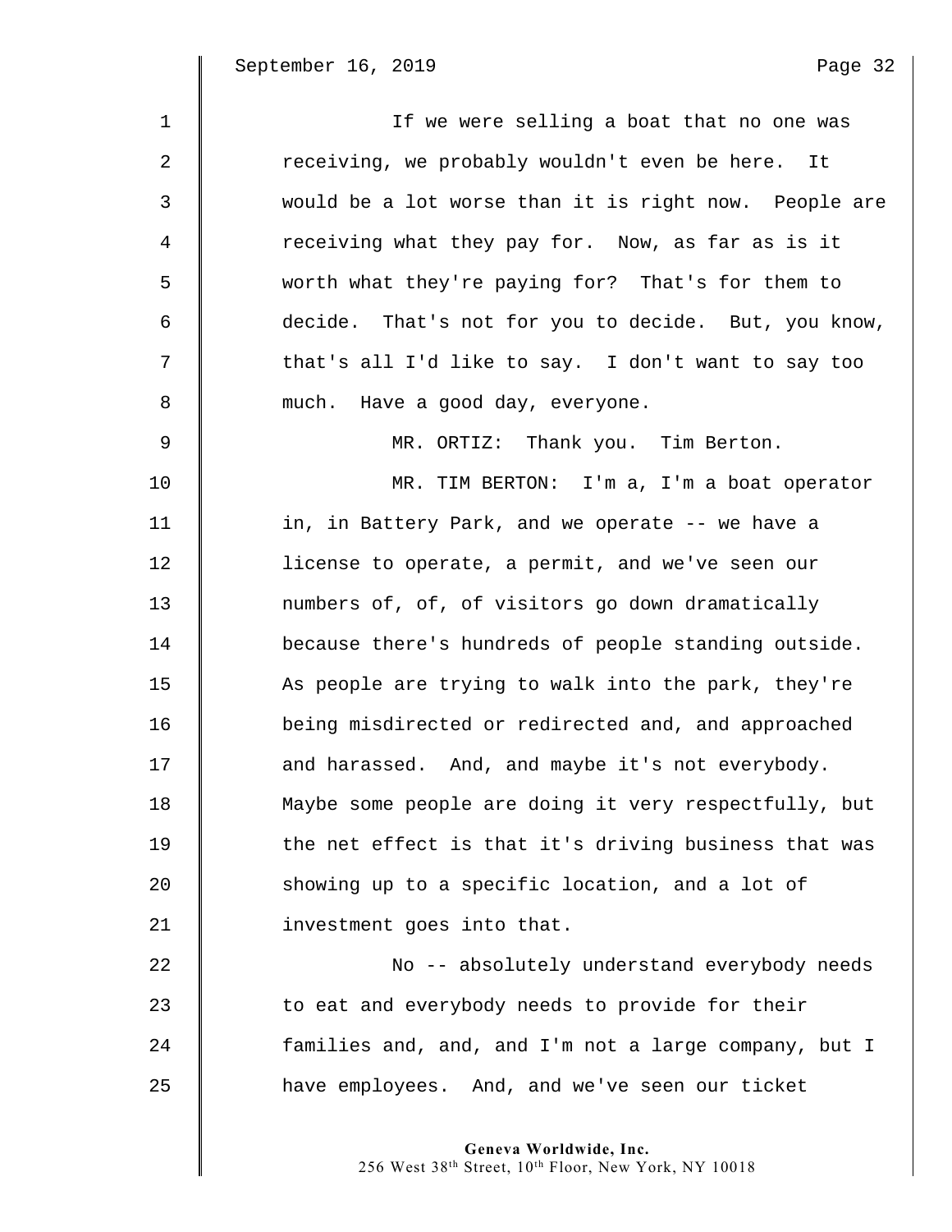If we were selling a boat that no one was receiving, we probably wouldn't even be here. It would be a lot worse than it is right now. People are receiving what they pay for. Now, as far as is it worth what they're paying for? That's for them to decide. That's not for you to decide. But, you know, that's all I'd like to say. I don't want to say too much. Have a good day, everyone.

MR. ORTIZ: Thank you. Tim Berton.

MR. TIM BERTON: I'm a, I'm a boat operator in, in Battery Park, and we operate -- we have a license to operate, a permit, and we've seen our numbers of, of, of visitors go down dramatically because there's hundreds of people standing outside. As people are trying to walk into the park, they're being misdirected or redirected and, and approached and harassed. And, and maybe it's not everybody. Maybe some people are doing it very respectfully, but the net effect is that it's driving business that was showing up to a specific location, and a lot of investment goes into that.

No -- absolutely understand everybody needs to eat and everybody needs to provide for their families and, and, and I'm not a large company, but I have employees. And, and we've seen our ticket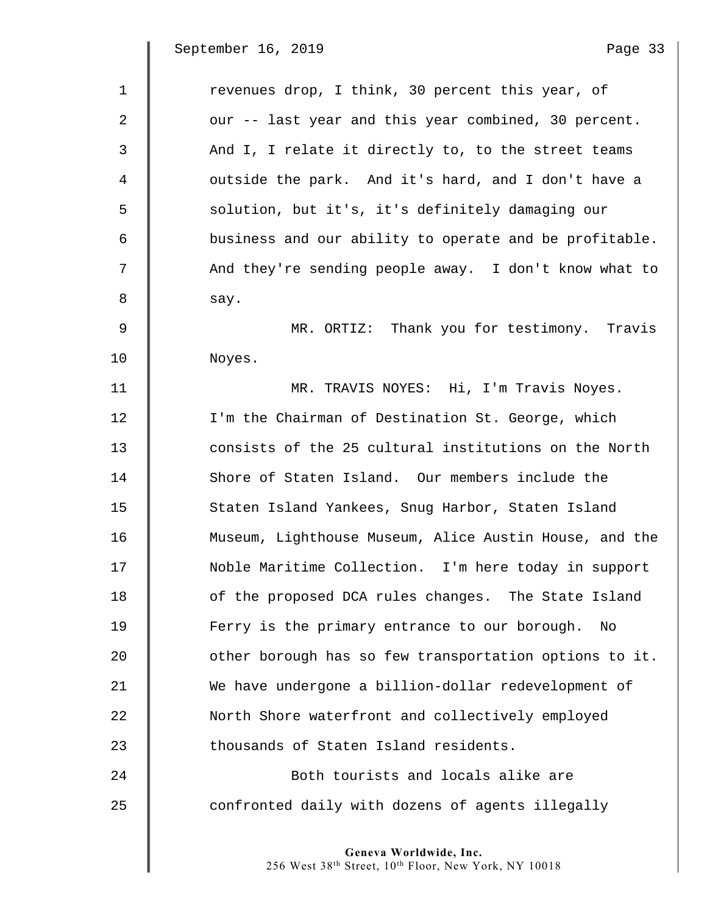revenues drop, I think, 30 percent this year, of our -- last year and this year combined, 30 percent. And I, I relate it directly to, to the street teams outside the park. And it's hard, and I don't have a solution, but it's, it's definitely damaging our business and our ability to operate and be profitable. And they're sending people away. I don't know what to say.

MR. ORTIZ: Thank you for testimony. Travis Noyes.

MR. TRAVIS NOYES: Hi, I'm Travis Noyes. I'm the Chairman of Destination St. George, which consists of the 25 cultural institutions on the North Shore of Staten Island. Our members include the Staten Island Yankees, Snug Harbor, Staten Island Museum, Lighthouse Museum, Alice Austin House, and the Noble Maritime Collection. I'm here today in support of the proposed DCA rules changes. The State Island Ferry is the primary entrance to our borough. No other borough has so few transportation options to it. We have undergone a billion-dollar redevelopment of North Shore waterfront and collectively employed thousands of Staten Island residents.

Both tourists and locals alike are confronted daily with dozens of agents illegally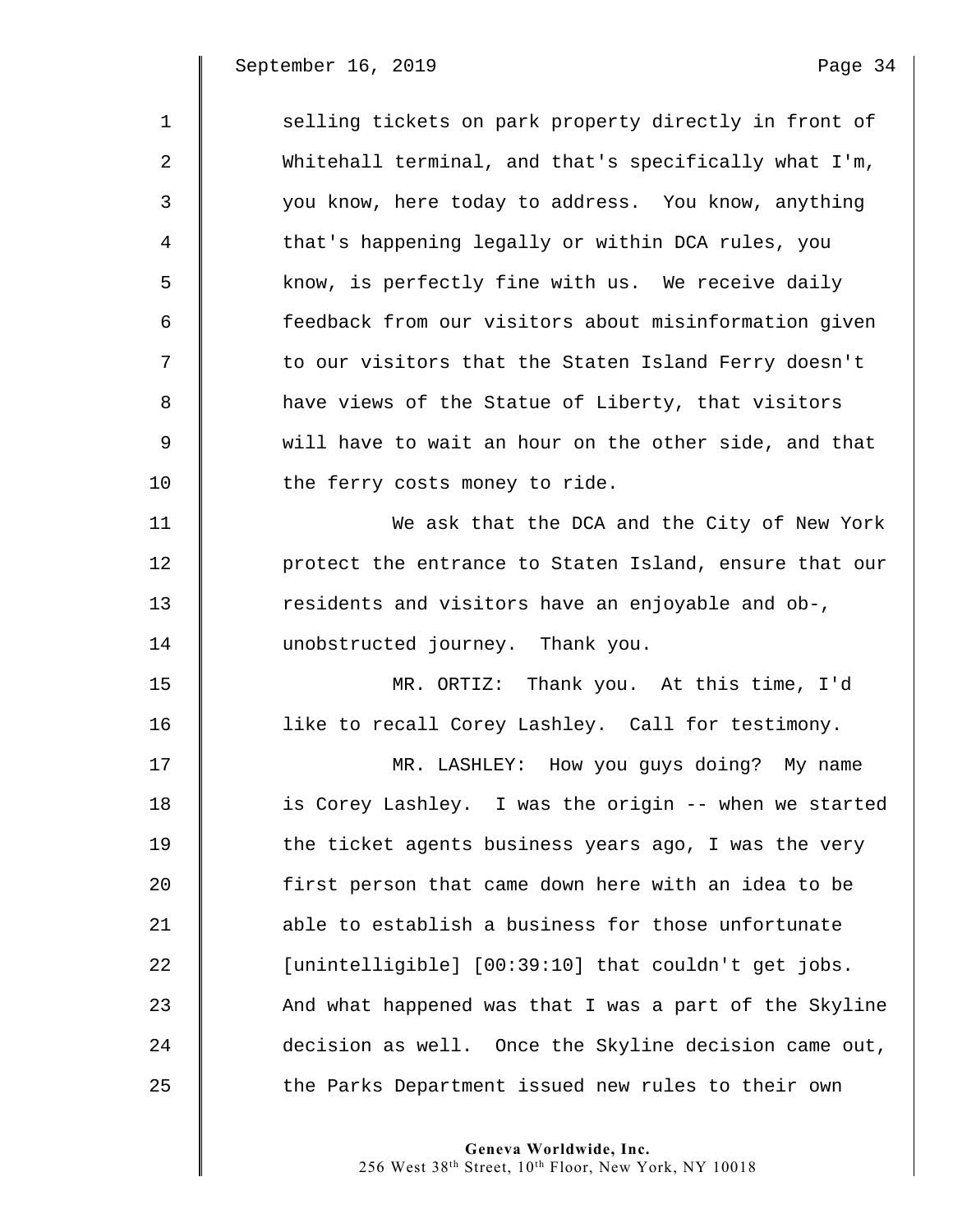selling tickets on park property directly in front of Whitehall terminal, and that's specifically what I'm, you know, here today to address. You know, anything that's happening legally or within DCA rules, you know, is perfectly fine with us. We receive daily feedback from our visitors about misinformation given to our visitors that the Staten Island Ferry doesn't have views of the Statue of Liberty, that visitors will have to wait an hour on the other side, and that the ferry costs money to ride.

We ask that the DCA and the City of New York protect the entrance to Staten Island, ensure that our residents and visitors have an enjoyable and ob-, unobstructed journey. Thank you.

MR. ORTIZ: Thank you. At this time, I'd like to recall Corey Lashley. Call for testimony.

MR. LASHLEY: How you guys doing? My name is Corey Lashley. I was the origin -- when we started the ticket agents business years ago, I was the very first person that came down here with an idea to be able to establish a business for those unfortunate [unintelligible] [00:39:10] that couldn't get jobs. And what happened was that I was a part of the Skyline decision as well. Once the Skyline decision came out, the Parks Department issued new rules to their own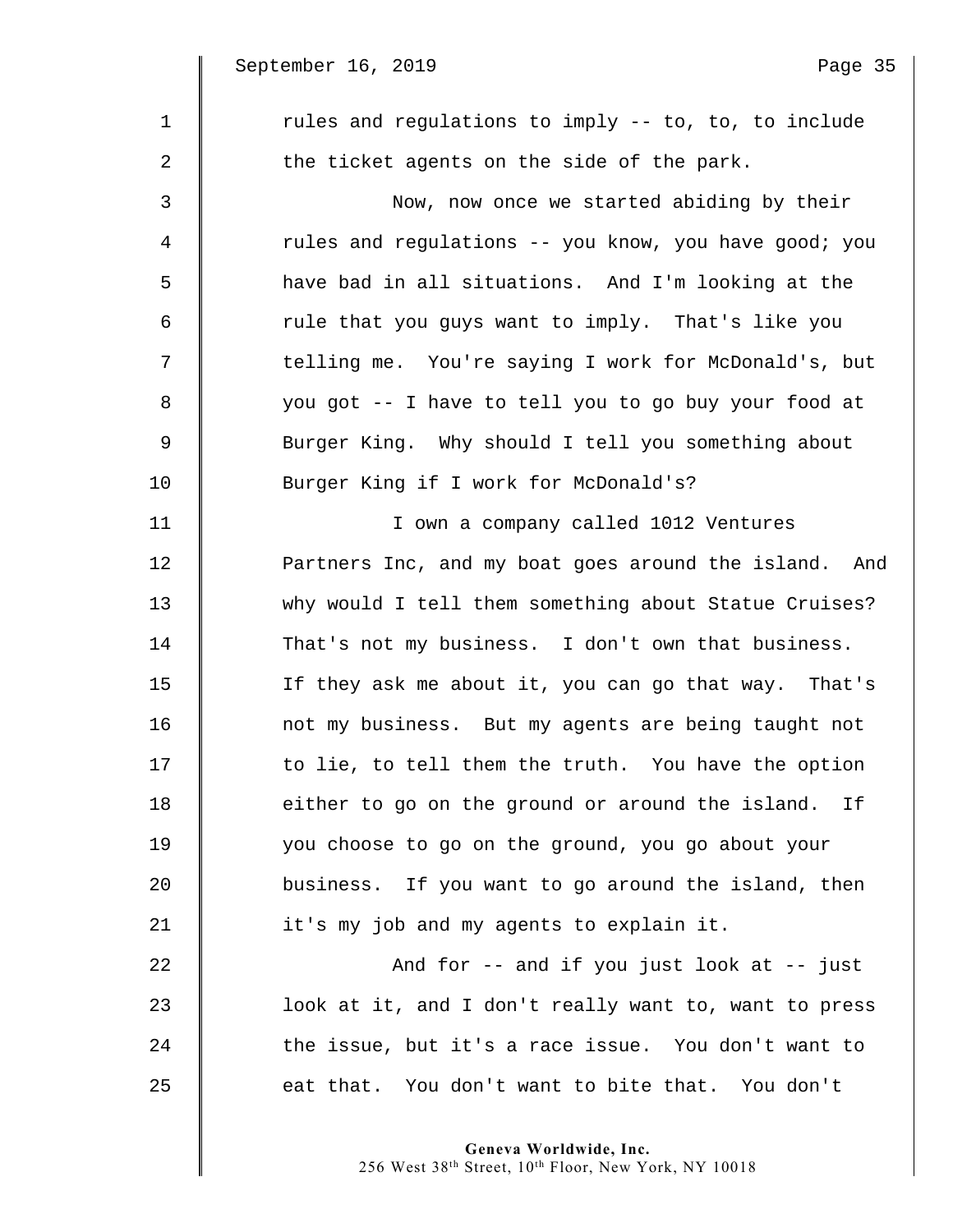rules and regulations to imply -- to, to, to include the ticket agents on the side of the park.

Now, now once we started abiding by their rules and regulations -- you know, you have good; you have bad in all situations. And I'm looking at the rule that you guys want to imply. That's like you telling me. You're saying I work for McDonald's, but you got -- I have to tell you to go buy your food at Burger King. Why should I tell you something about Burger King if I work for McDonald's?

I own a company called 1012 Ventures Partners Inc, and my boat goes around the island. And why would I tell them something about Statue Cruises? That's not my business. I don't own that business. If they ask me about it, you can go that way. That's not my business. But my agents are being taught not to lie, to tell them the truth. You have the option either to go on the ground or around the island. If you choose to go on the ground, you go about your business. If you want to go around the island, then it's my job and my agents to explain it.

And for -- and if you just look at -- just look at it, and I don't really want to, want to press the issue, but it's a race issue. You don't want to eat that. You don't want to bite that. You don't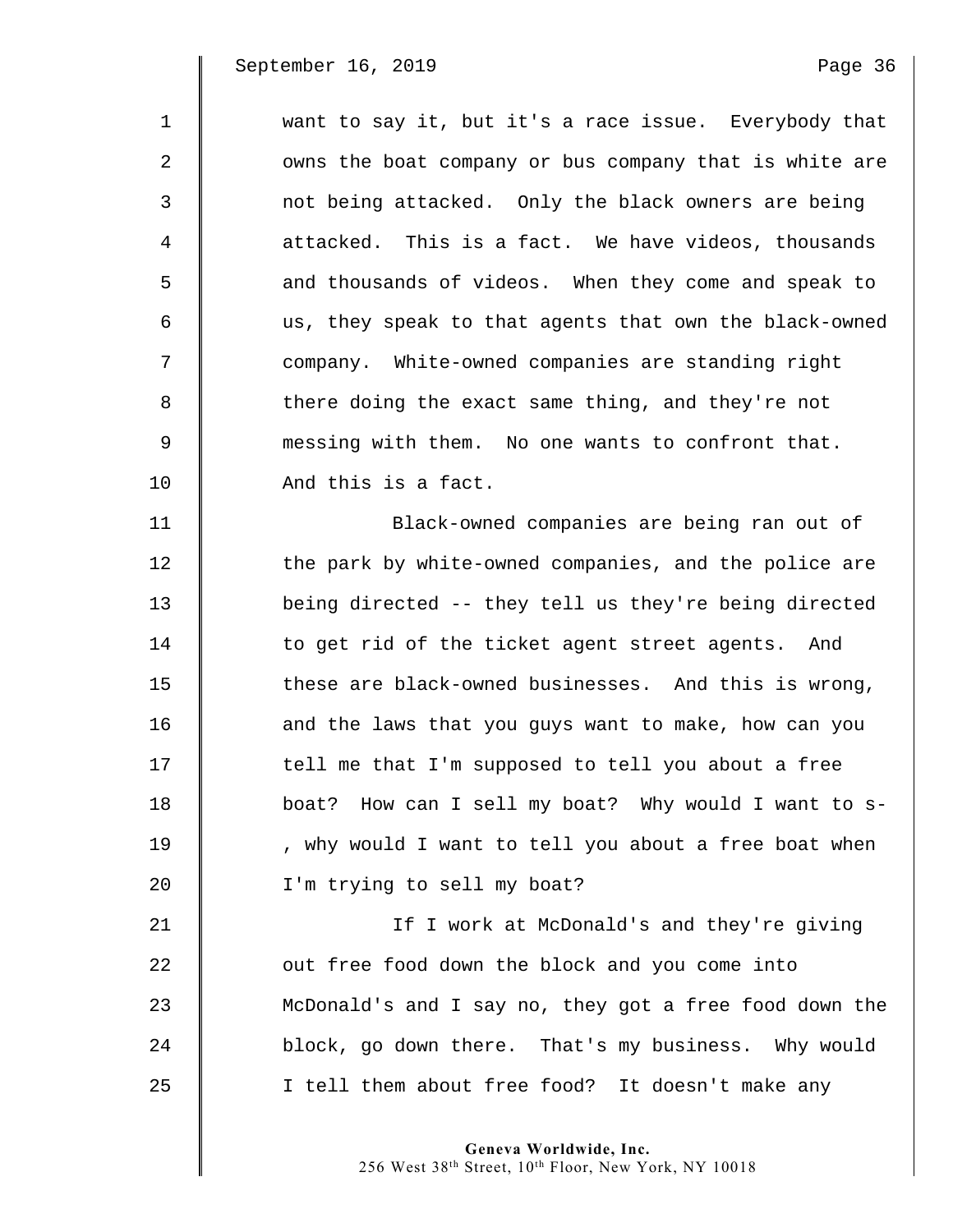want to say it, but it's a race issue. Everybody that owns the boat company or bus company that is white are not being attacked. Only the black owners are being attacked. This is a fact. We have videos, thousands and thousands of videos. When they come and speak to us, they speak to that agents that own the black-owned company. White-owned companies are standing right there doing the exact same thing, and they're not messing with them. No one wants to confront that. And this is a fact.

Black-owned companies are being ran out of the park by white-owned companies, and the police are being directed -- they tell us they're being directed to get rid of the ticket agent street agents. And these are black-owned businesses. And this is wrong, and the laws that you guys want to make, how can you tell me that I'm supposed to tell you about a free boat? How can I sell my boat? Why would I want to s- , why would I want to tell you about a free boat when I'm trying to sell my boat?

If I work at McDonald's and they're giving out free food down the block and you come into McDonald's and I say no, they got a free food down the block, go down there. That's my business. Why would I tell them about free food? It doesn't make any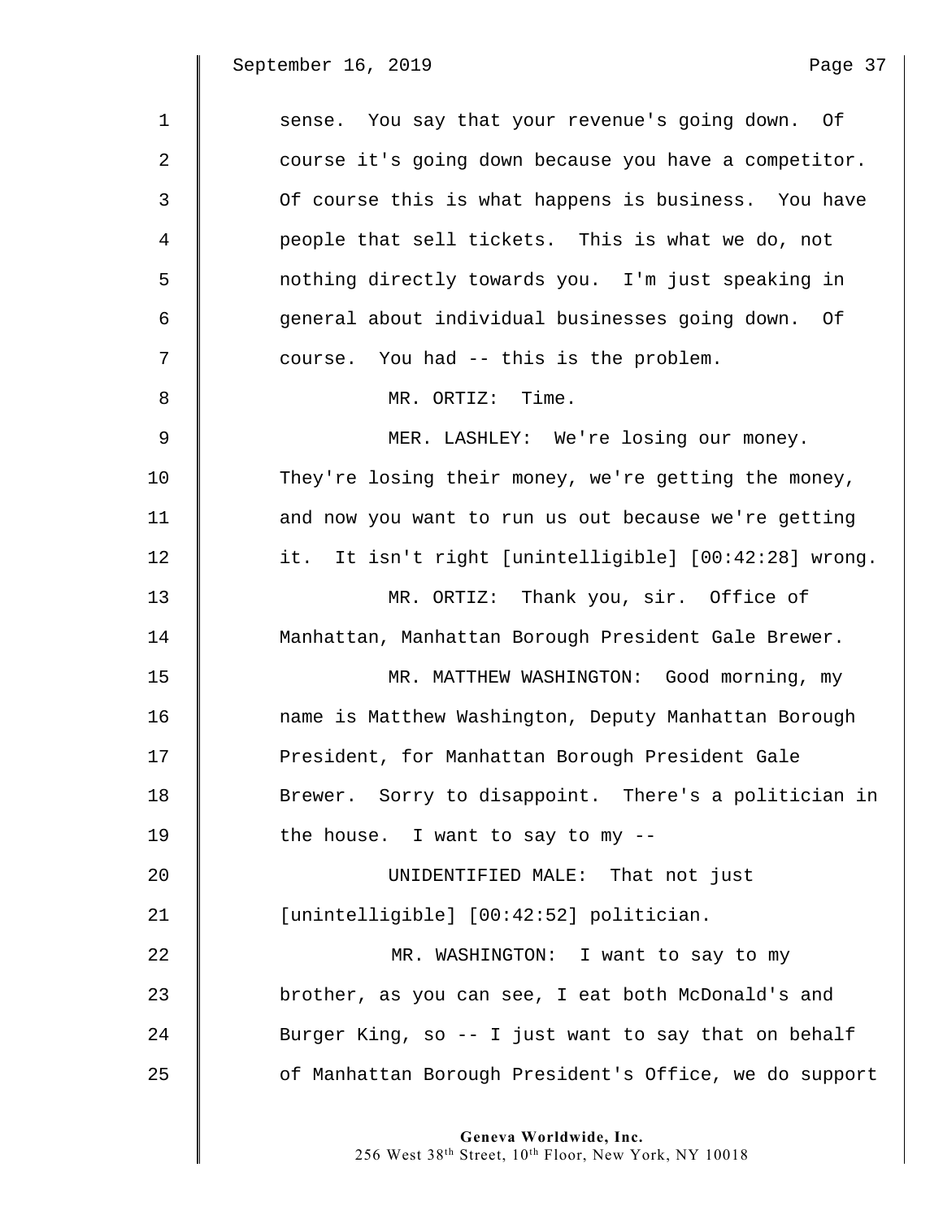sense. You say that your revenue's going down. Of course it's going down because you have a competitor. Of course this is what happens is business. You have people that sell tickets. This is what we do, not nothing directly towards you. I'm just speaking in general about individual businesses going down. Of course. You had -- this is the problem.

MR. ORTIZ: Time.

MER. LASHLEY: We're losing our money. They're losing their money, we're getting the money, and now you want to run us out because we're getting it. It isn't right [unintelligible] [00:42:28] wrong.

MR. ORTIZ: Thank you, sir. Office of Manhattan, Manhattan Borough President Gale Brewer.

MR. MATTHEW WASHINGTON: Good morning, my name is Matthew Washington, Deputy Manhattan Borough President, for Manhattan Borough President Gale Brewer. Sorry to disappoint. There's a politician in the house. I want to say to my --

UNIDENTIFIED MALE: That not just [unintelligible] [00:42:52] politician.

MR. WASHINGTON: I want to say to my brother, as you can see, I eat both McDonald's and Burger King, so -- I just want to say that on behalf of Manhattan Borough President's Office, we do support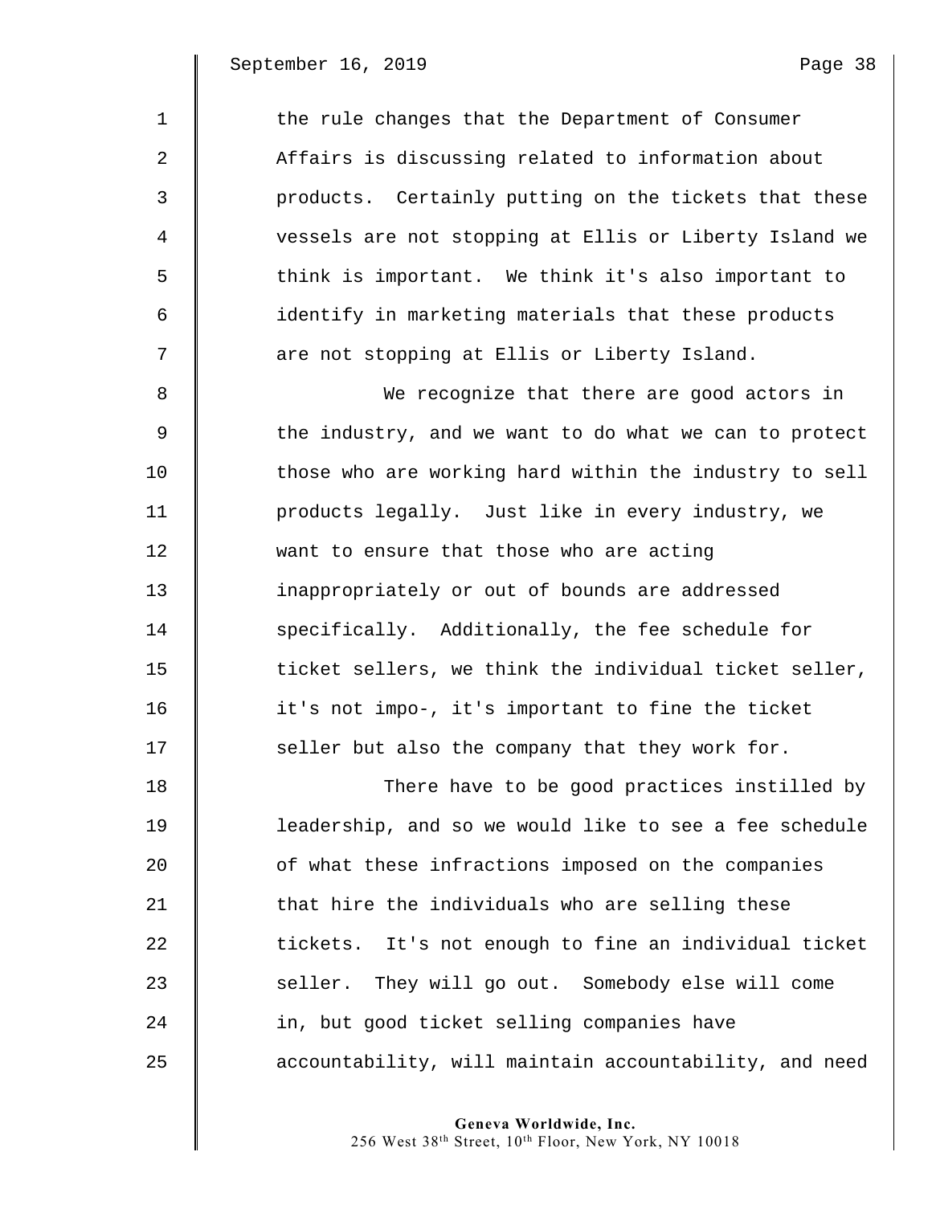the rule changes that the Department of Consumer Affairs is discussing related to information about products. Certainly putting on the tickets that these vessels are not stopping at Ellis or Liberty Island we think is important. We think it's also important to identify in marketing materials that these products are not stopping at Ellis or Liberty Island.

We recognize that there are good actors in the industry, and we want to do what we can to protect those who are working hard within the industry to sell products legally. Just like in every industry, we want to ensure that those who are acting inappropriately or out of bounds are addressed specifically. Additionally, the fee schedule for ticket sellers, we think the individual ticket seller, it's not impo-, it's important to fine the ticket seller but also the company that they work for.

There have to be good practices instilled by leadership, and so we would like to see a fee schedule of what these infractions imposed on the companies that hire the individuals who are selling these tickets. It's not enough to fine an individual ticket seller. They will go out. Somebody else will come in, but good ticket selling companies have accountability, will maintain accountability, and need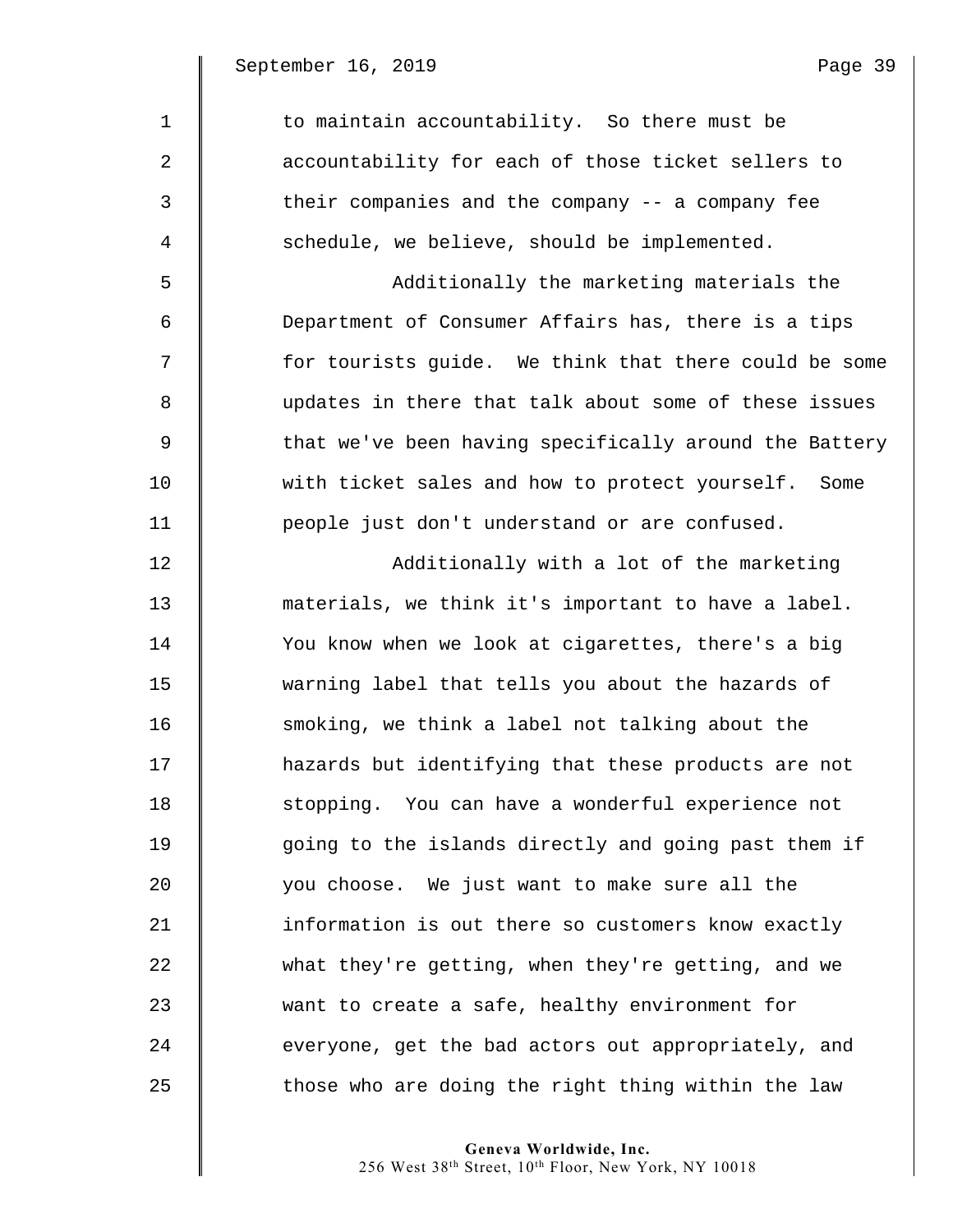to maintain accountability. So there must be accountability for each of those ticket sellers to their companies and the company -- a company fee schedule, we believe, should be implemented.

Additionally the marketing materials the Department of Consumer Affairs has, there is a tips for tourists guide. We think that there could be some updates in there that talk about some of these issues that we've been having specifically around the Battery with ticket sales and how to protect yourself. Some people just don't understand or are confused.

Additionally with a lot of the marketing materials, we think it's important to have a label. You know when we look at cigarettes, there's a big warning label that tells you about the hazards of smoking, we think a label not talking about the hazards but identifying that these products are not stopping. You can have a wonderful experience not going to the islands directly and going past them if you choose. We just want to make sure all the information is out there so customers know exactly what they're getting, when they're getting, and we want to create a safe, healthy environment for everyone, get the bad actors out appropriately, and those who are doing the right thing within the law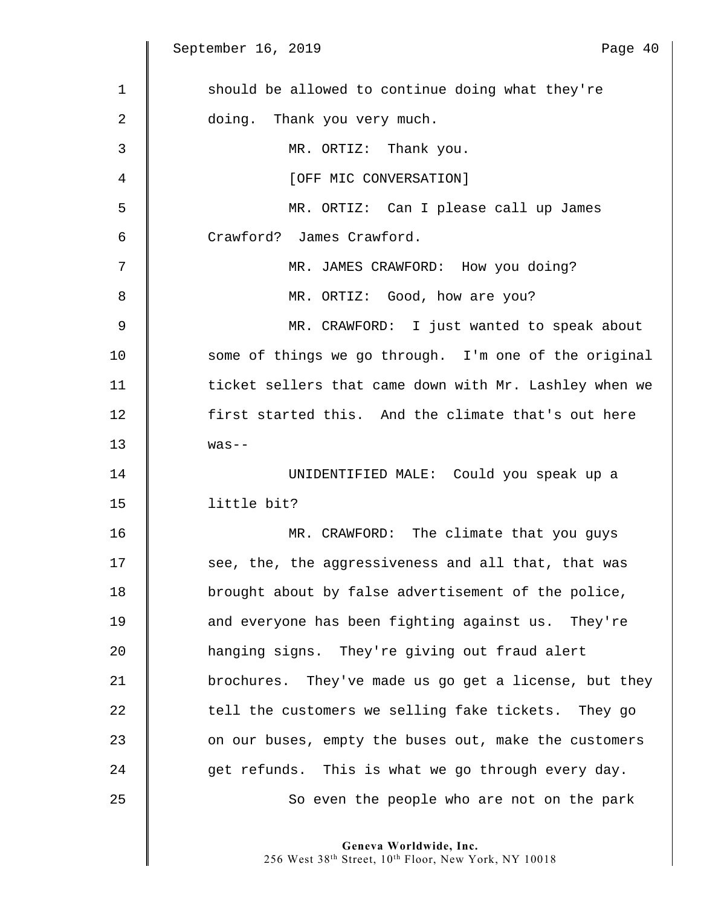should be allowed to continue doing what they're doing. Thank you very much.

MR. ORTIZ: Thank you.

[OFF MIC CONVERSATION]

MR. ORTIZ: Can I please call up James Crawford? James Crawford.

MR. JAMES CRAWFORD: How you doing?

MR. ORTIZ: Good, how are you?

MR. CRAWFORD: I just wanted to speak about some of things we go through. I'm one of the original ticket sellers that came down with Mr. Lashley when we first started this. And the climate that's out here was--

UNIDENTIFIED MALE: Could you speak up a little bit?

MR. CRAWFORD: The climate that you guys see, the, the aggressiveness and all that, that was brought about by false advertisement of the police, and everyone has been fighting against us. They're hanging signs. They're giving out fraud alert brochures. They've made us go get a license, but they tell the customers we selling fake tickets. They go on our buses, empty the buses out, make the customers get refunds. This is what we go through every day.

So even the people who are not on the park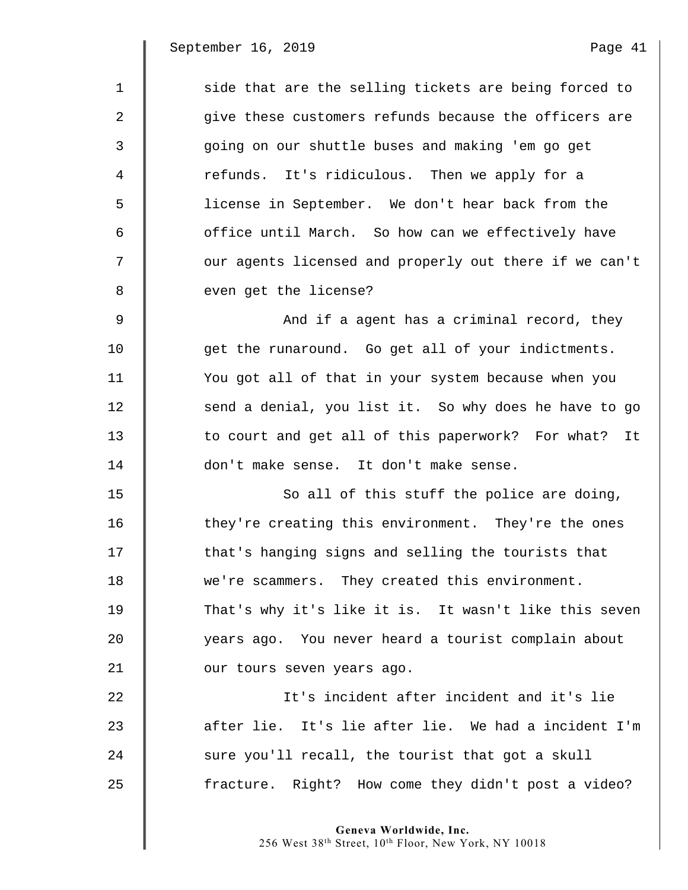side that are the selling tickets are being forced to give these customers refunds because the officers are going on our shuttle buses and making 'em go get refunds. It's ridiculous. Then we apply for a license in September. We don't hear back from the office until March. So how can we effectively have our agents licensed and properly out there if we can't even get the license?

And if a agent has a criminal record, they get the runaround. Go get all of your indictments. You got all of that in your system because when you send a denial, you list it. So why does he have to go to court and get all of this paperwork? For what? It don't make sense. It don't make sense.

So all of this stuff the police are doing, they're creating this environment. They're the ones that's hanging signs and selling the tourists that we're scammers. They created this environment. That's why it's like it is. It wasn't like this seven years ago. You never heard a tourist complain about our tours seven years ago.

It's incident after incident and it's lie after lie. It's lie after lie. We had a incident I'm sure you'll recall, the tourist that got a skull fracture. Right? How come they didn't post a video?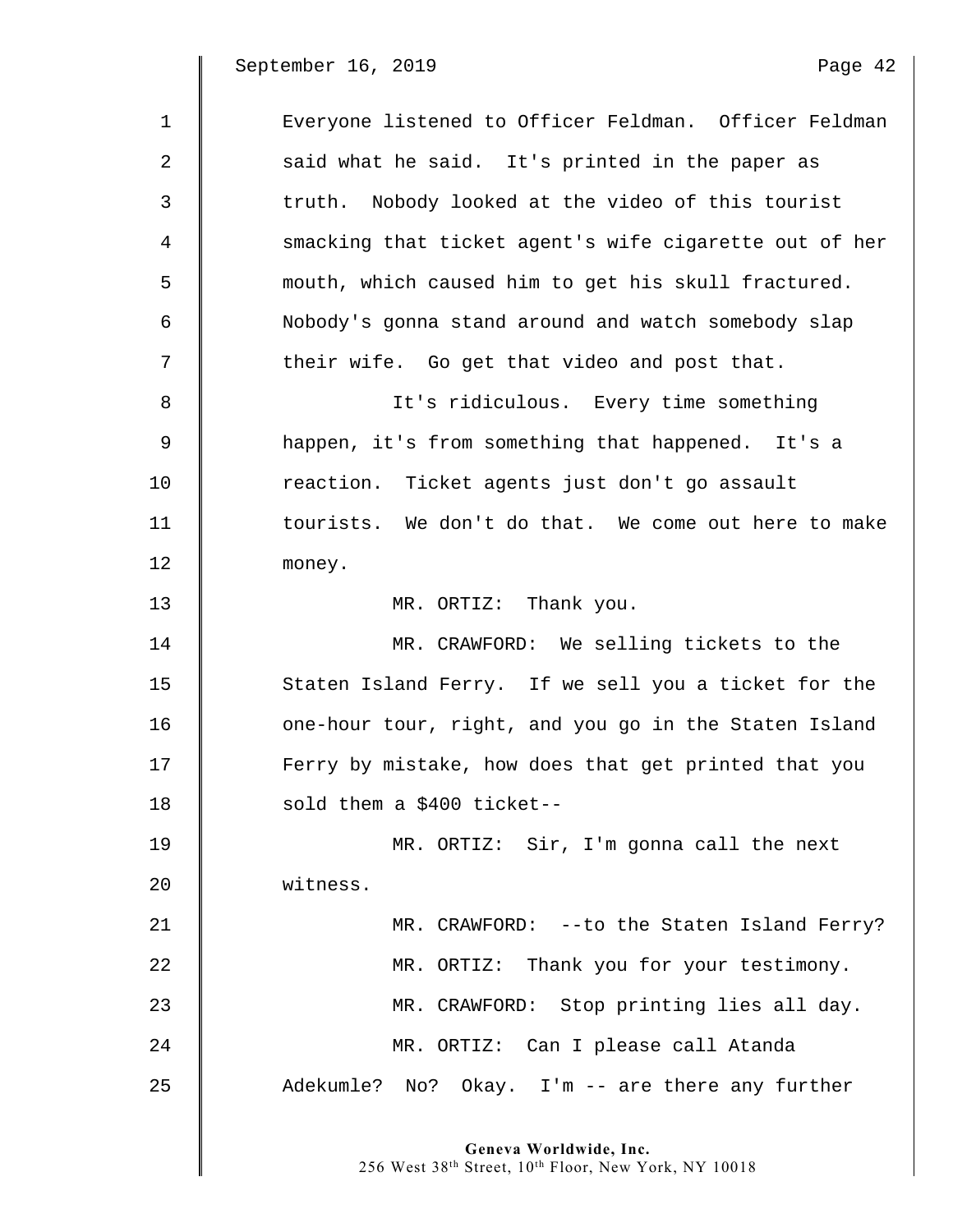Everyone listened to Officer Feldman. Officer Feldman said what he said. It's printed in the paper as truth. Nobody looked at the video of this tourist smacking that ticket agent's wife cigarette out of her mouth, which caused him to get his skull fractured. Nobody's gonna stand around and watch somebody slap their wife. Go get that video and post that.

It's ridiculous. Every time something happen, it's from something that happened. It's a reaction. Ticket agents just don't go assault tourists. We don't do that. We come out here to make money.

MR. ORTIZ: Thank you.

MR. CRAWFORD: We selling tickets to the Staten Island Ferry. If we sell you a ticket for the one-hour tour, right, and you go in the Staten Island Ferry by mistake, how does that get printed that you sold them a $400 ticket--

MR. ORTIZ: Sir, I'm gonna call the next witness.

MR. CRAWFORD: --to the Staten Island Ferry?

MR. ORTIZ: Thank you for your testimony.

MR. CRAWFORD: Stop printing lies all day.

MR. ORTIZ: Can I please call Atanda Adekumle? No? Okay. I'm -- are there any further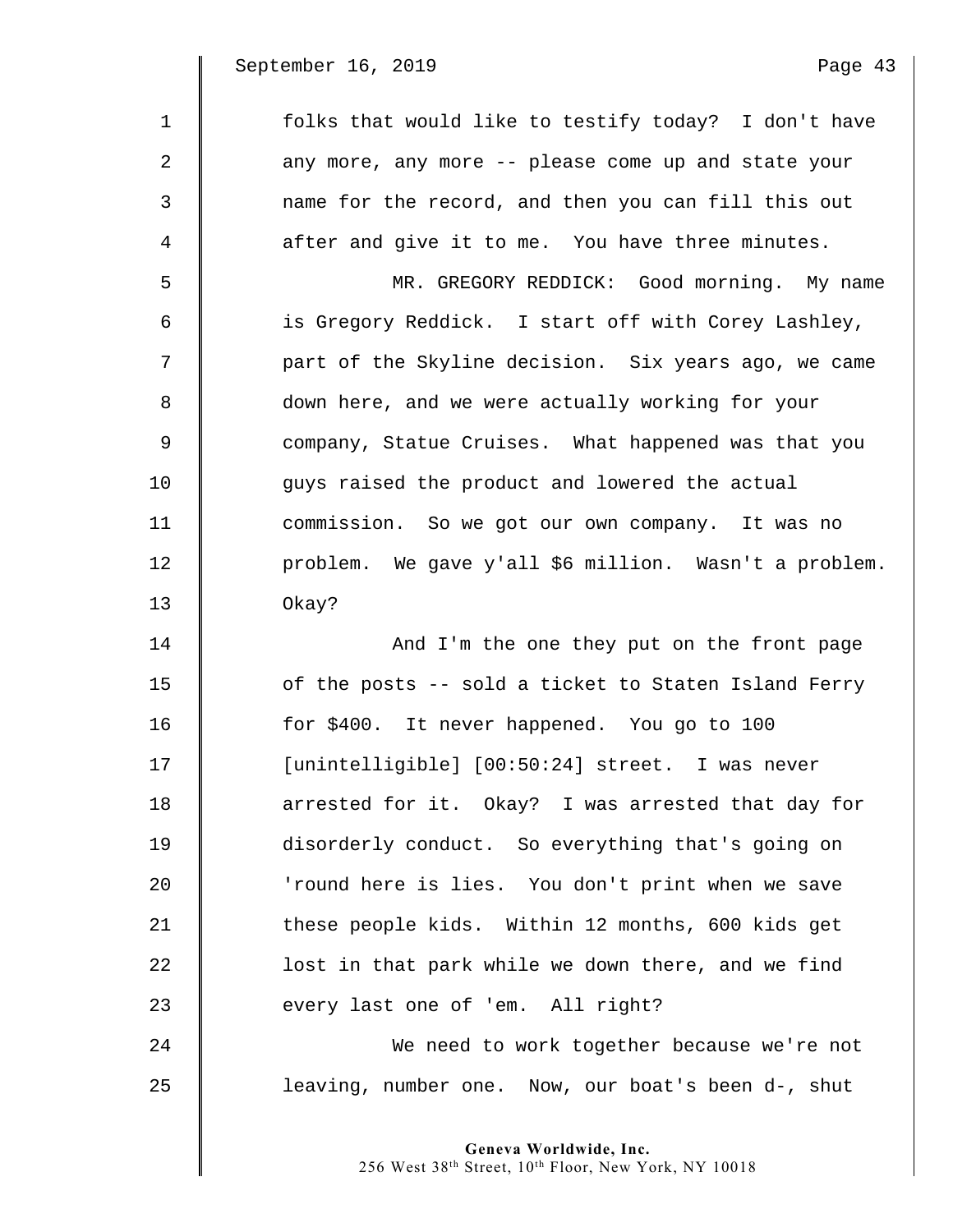folks that would like to testify today? I don't have any more, any more -- please come up and state your name for the record, and then you can fill this out after and give it to me. You have three minutes.

MR. GREGORY REDDICK: Good morning. My name is Gregory Reddick. I start off with Corey Lashley, part of the Skyline decision. Six years ago, we came down here, and we were actually working for your company, Statue Cruises. What happened was that you guys raised the product and lowered the actual commission. So we got our own company. It was no problem. We gave y'all $6 million. Wasn't a problem. Okay?

And I'm the one they put on the front page of the posts -- sold a ticket to Staten Island Ferry for $400. It never happened. You go to 100 [unintelligible] [00:50:24] street. I was never arrested for it. Okay? I was arrested that day for disorderly conduct. So everything that's going on 'round here is lies. You don't print when we save these people kids. Within 12 months, 600 kids get lost in that park while we down there, and we find every last one of 'em. All right?

We need to work together because we're not leaving, number one. Now, our boat's been d-, shut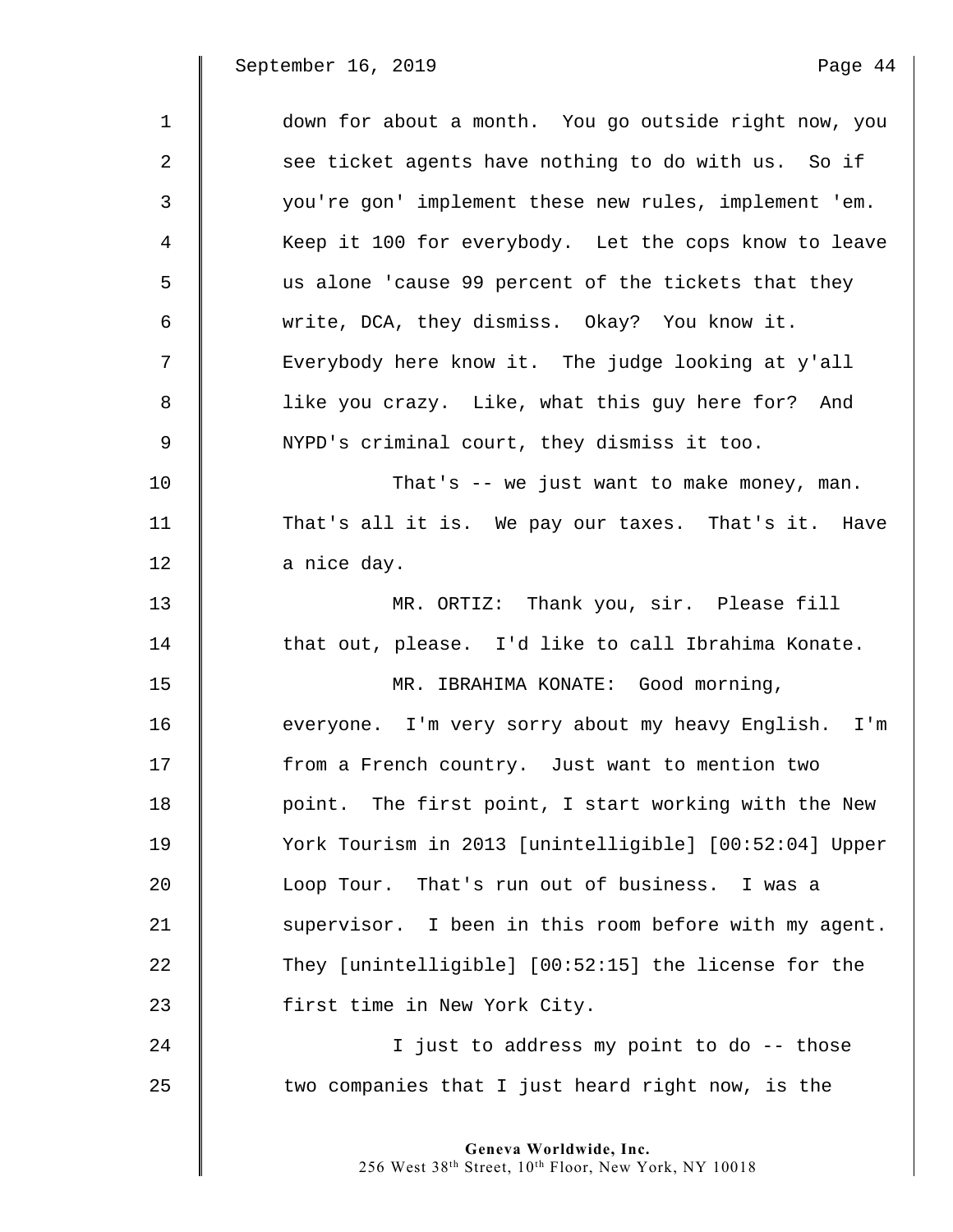down for about a month. You go outside right now, you see ticket agents have nothing to do with us. So if you're gon' implement these new rules, implement 'em. Keep it 100 for everybody. Let the cops know to leave us alone 'cause 99 percent of the tickets that they write, DCA, they dismiss. Okay? You know it. Everybody here know it. The judge looking at y'all like you crazy. Like, what this guy here for? And NYPD's criminal court, they dismiss it too.

That's -- we just want to make money, man. That's all it is. We pay our taxes. That's it. Have a nice day.

MR. ORTIZ: Thank you, sir. Please fill that out, please. I'd like to call Ibrahima Konate.

MR. IBRAHIMA KONATE: Good morning, everyone. I'm very sorry about my heavy English. I'm from a French country. Just want to mention two point. The first point, I start working with the New York Tourism in 2013 [unintelligible] [00:52:04] Upper Loop Tour. That's run out of business. I was a supervisor. I been in this room before with my agent. They [unintelligible] [00:52:15] the license for the first time in New York City.

I just to address my point to do -- those two companies that I just heard right now, is the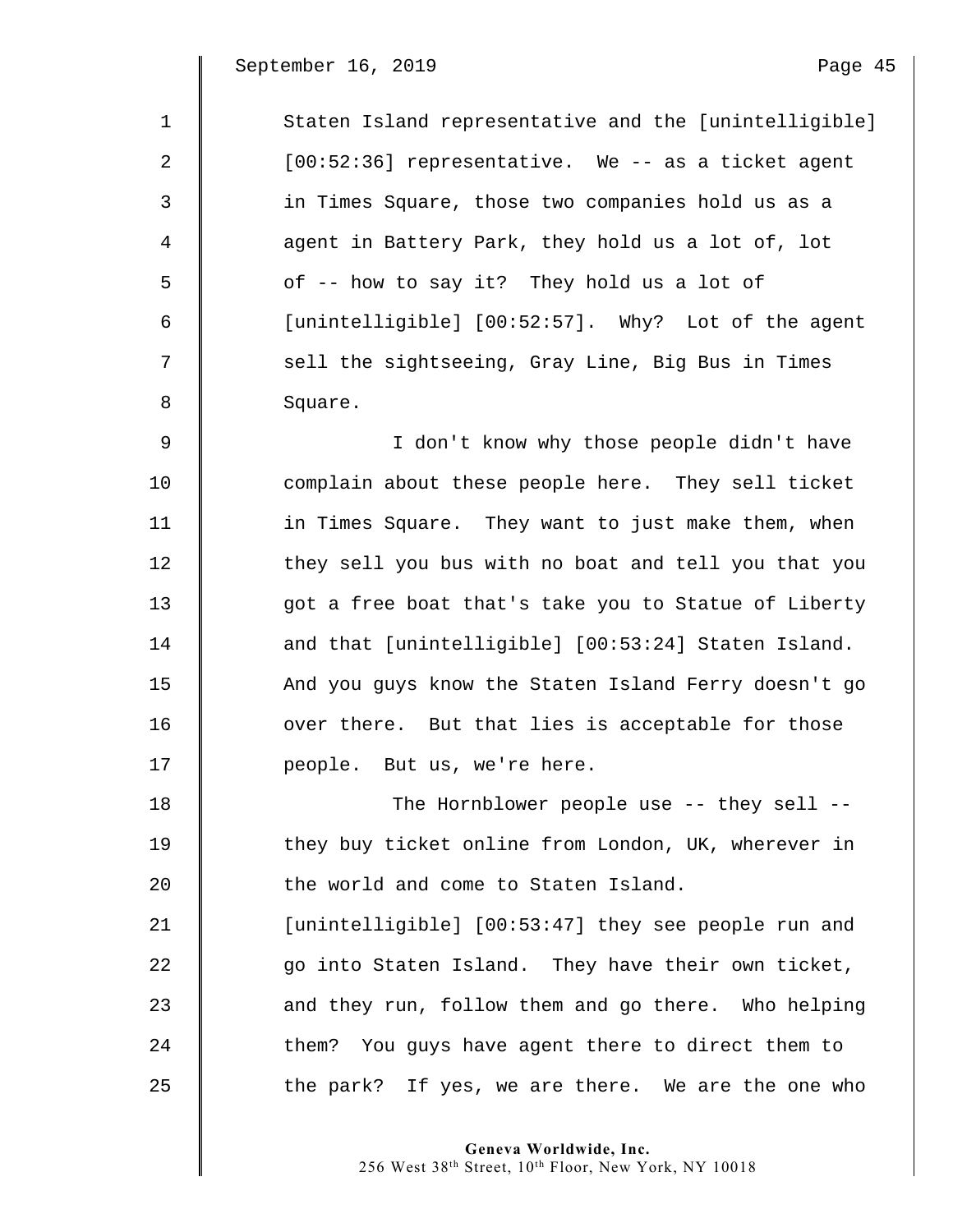Staten Island representative and the [unintelligible] [00:52:36] representative. We -- as a ticket agent in Times Square, those two companies hold us as a agent in Battery Park, they hold us a lot of, lot of -- how to say it? They hold us a lot of [unintelligible] [00:52:57]. Why? Lot of the agent sell the sightseeing, Gray Line, Big Bus in Times Square.

I don't know why those people didn't have complain about these people here. They sell ticket in Times Square. They want to just make them, when they sell you bus with no boat and tell you that you got a free boat that's take you to Statue of Liberty and that [unintelligible] [00:53:24] Staten Island. And you guys know the Staten Island Ferry doesn't go over there. But that lies is acceptable for those people. But us, we're here.

The Hornblower people use -- they sell -- they buy ticket online from London, UK, wherever in the world and come to Staten Island. [unintelligible] [00:53:47] they see people run and go into Staten Island. They have their own ticket, and they run, follow them and go there. Who helping them? You guys have agent there to direct them to the park? If yes, we are there. We are the one who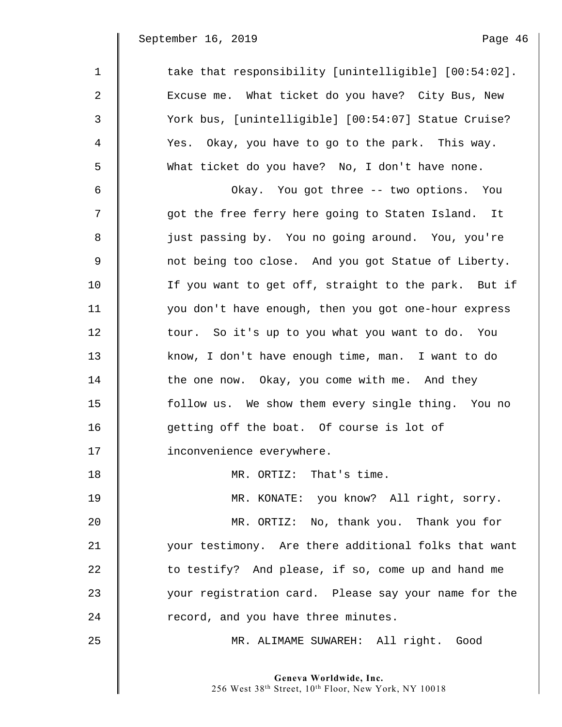take that responsibility [unintelligible] [00:54:02]. Excuse me. What ticket do you have? City Bus, New York bus, [unintelligible] [00:54:07] Statue Cruise? Yes. Okay, you have to go to the park. This way. What ticket do you have? No, I don't have none.

Okay. You got three -- two options. You got the free ferry here going to Staten Island. It just passing by. You no going around. You, you're not being too close. And you got Statue of Liberty. If you want to get off, straight to the park. But if you don't have enough, then you got one-hour express tour. So it's up to you what you want to do. You know, I don't have enough time, man. I want to do the one now. Okay, you come with me. And they follow us. We show them every single thing. You no getting off the boat. Of course is lot of inconvenience everywhere.

MR. ORTIZ: That's time.

MR. KONATE: you know? All right, sorry.

MR. ORTIZ: No, thank you. Thank you for your testimony. Are there additional folks that want to testify? And please, if so, come up and hand me your registration card. Please say your name for the record, and you have three minutes.

MR. ALIMAME SUWAREH: All right. Good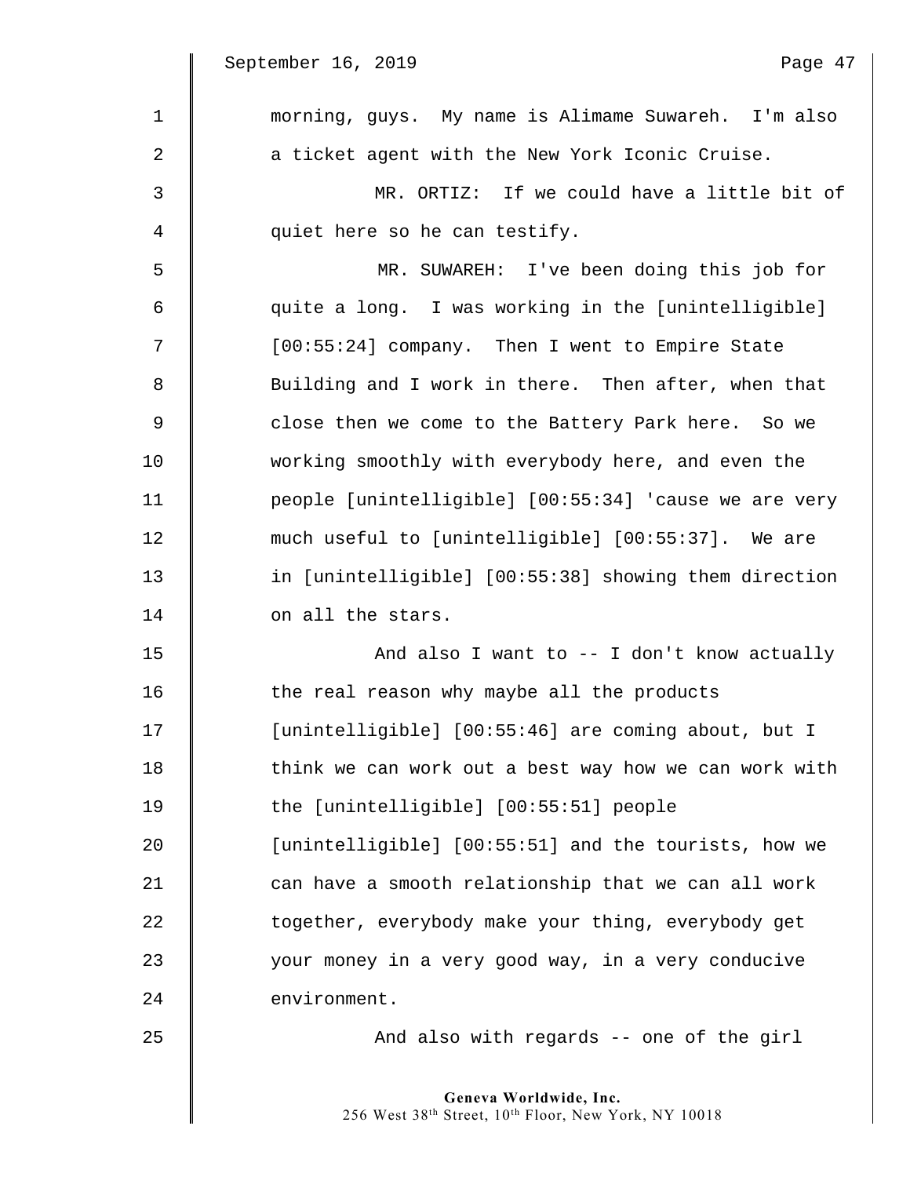morning, guys. My name is Alimame Suwareh. I'm also a ticket agent with the New York Iconic Cruise.

MR. ORTIZ: If we could have a little bit of quiet here so he can testify.

MR. SUWAREH: I've been doing this job for quite a long. I was working in the [unintelligible] [00:55:24] company. Then I went to Empire State Building and I work in there. Then after, when that close then we come to the Battery Park here. So we working smoothly with everybody here, and even the people [unintelligible] [00:55:34] 'cause we are very much useful to [unintelligible] [00:55:37]. We are in [unintelligible] [00:55:38] showing them direction on all the stars.

And also I want to -- I don't know actually the real reason why maybe all the products [unintelligible] [00:55:46] are coming about, but I think we can work out a best way how we can work with the [unintelligible] [00:55:51] people [unintelligible] [00:55:51] and the tourists, how we can have a smooth relationship that we can all work together, everybody make your thing, everybody get your money in a very good way, in a very conducive environment.

And also with regards -- one of the girl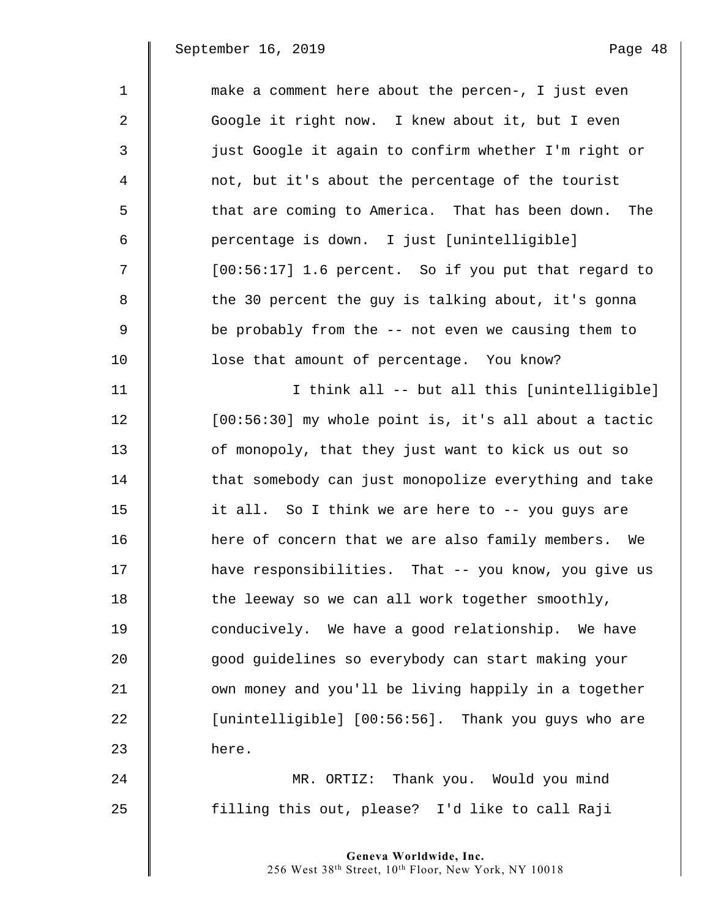make a comment here about the percen-, I just even Google it right now. I knew about it, but I even just Google it again to confirm whether I'm right or not, but it's about the percentage of the tourist that are coming to America. That has been down. The percentage is down. I just [unintelligible] [00:56:17] 1.6 percent. So if you put that regard to the 30 percent the guy is talking about, it's gonna be probably from the -- not even we causing them to lose that amount of percentage. You know?

I think all -- but all this [unintelligible] [00:56:30] my whole point is, it's all about a tactic of monopoly, that they just want to kick us out so that somebody can just monopolize everything and take it all. So I think we are here to -- you guys are here of concern that we are also family members. We have responsibilities. That -- you know, you give us the leeway so we can all work together smoothly, conducively. We have a good relationship. We have good guidelines so everybody can start making your own money and you'll be living happily in a together [unintelligible] [00:56:56]. Thank you guys who are here.

MR. ORTIZ: Thank you. Would you mind filling this out, please? I'd like to call Raji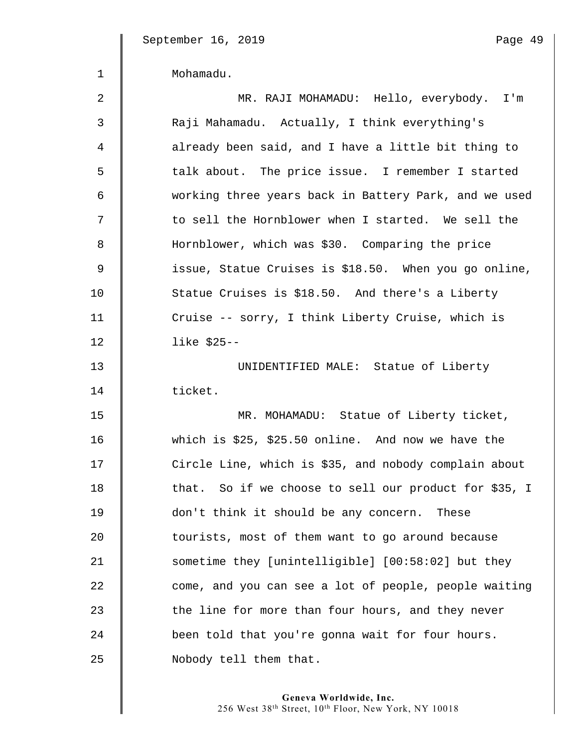Mohamadu.

MR. RAJI MOHAMADU: Hello, everybody. I'm Raji Mahamadu. Actually, I think everything's already been said, and I have a little bit thing to talk about. The price issue. I remember I started working three years back in Battery Park, and we used to sell the Hornblower when I started. We sell the Hornblower, which was $30. Comparing the price issue, Statue Cruises is $18.50. When you go online, Statue Cruises is $18.50. And there's a Liberty Cruise -- sorry, I think Liberty Cruise, which is like $25--

UNIDENTIFIED MALE: Statue of Liberty ticket.

MR. MOHAMADU: Statue of Liberty ticket, which is $25, $25.50 online. And now we have the Circle Line, which is $35, and nobody complain about that. So if we choose to sell our product for $35, I don't think it should be any concern. These tourists, most of them want to go around because sometime they [unintelligible] [00:58:02] but they come, and you can see a lot of people, people waiting the line for more than four hours, and they never been told that you're gonna wait for four hours. Nobody tell them that.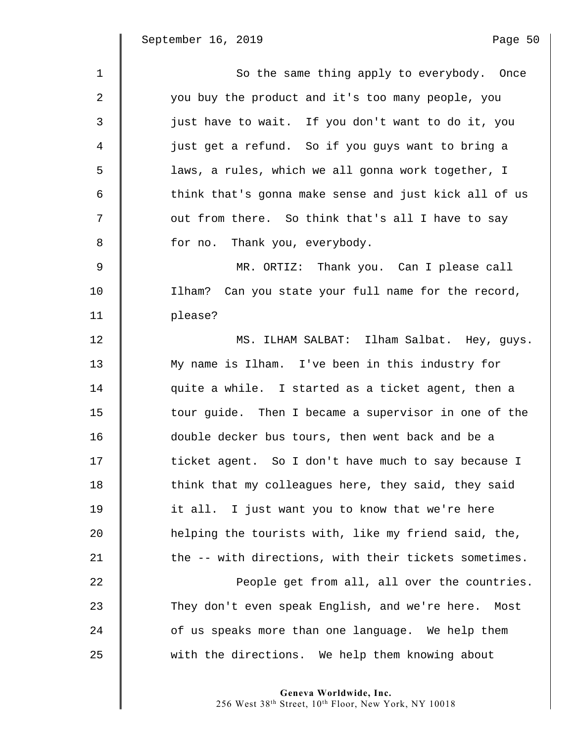So the same thing apply to everybody. Once you buy the product and it's too many people, you just have to wait. If you don't want to do it, you just get a refund. So if you guys want to bring a laws, a rules, which we all gonna work together, I think that's gonna make sense and just kick all of us out from there. So think that's all I have to say for no. Thank you, everybody.

MR. ORTIZ: Thank you. Can I please call Ilham? Can you state your full name for the record, please?

MS. ILHAM SALBAT: Ilham Salbat. Hey, guys. My name is Ilham. I've been in this industry for quite a while. I started as a ticket agent, then a tour guide. Then I became a supervisor in one of the double decker bus tours, then went back and be a ticket agent. So I don't have much to say because I think that my colleagues here, they said, they said it all. I just want you to know that we're here helping the tourists with, like my friend said, the, the -- with directions, with their tickets sometimes.

People get from all, all over the countries. They don't even speak English, and we're here. Most of us speaks more than one language. We help them with the directions. We help them knowing about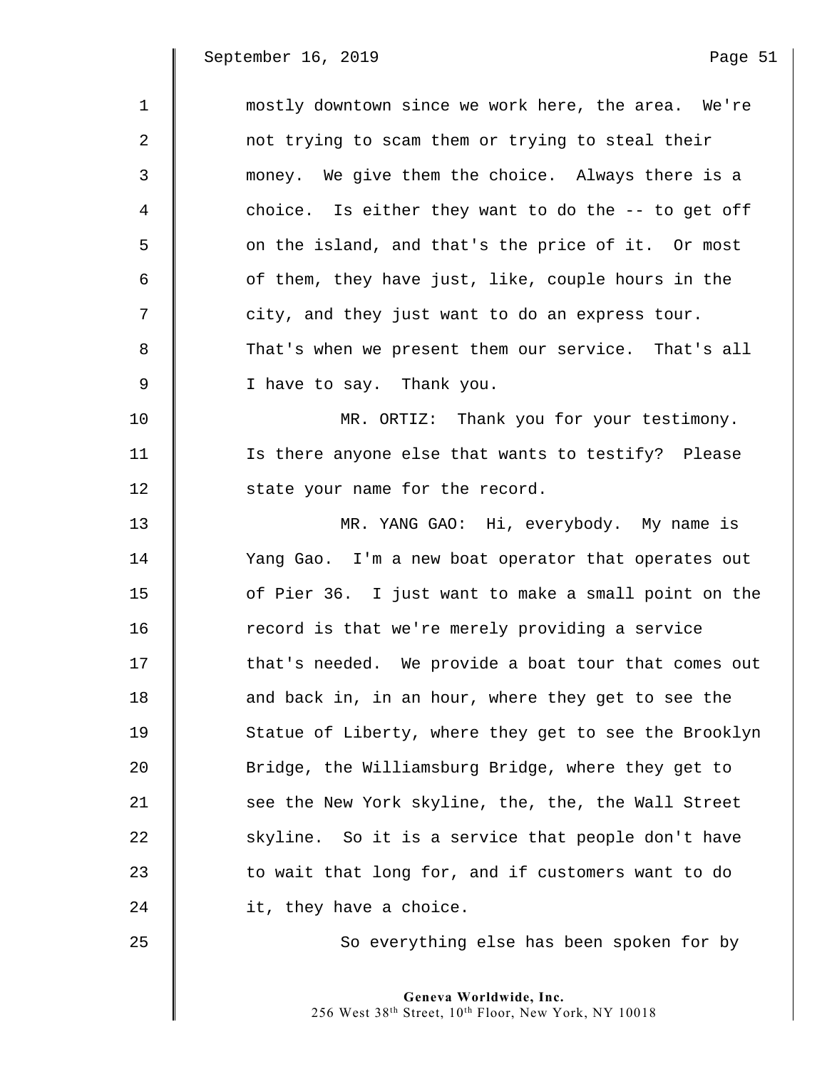mostly downtown since we work here, the area. We're not trying to scam them or trying to steal their money. We give them the choice. Always there is a choice. Is either they want to do the -- to get off on the island, and that's the price of it. Or most of them, they have just, like, couple hours in the city, and they just want to do an express tour. That's when we present them our service. That's all I have to say. Thank you.

MR. ORTIZ: Thank you for your testimony. Is there anyone else that wants to testify? Please state your name for the record.

MR. YANG GAO: Hi, everybody. My name is Yang Gao. I'm a new boat operator that operates out of Pier 36. I just want to make a small point on the record is that we're merely providing a service that's needed. We provide a boat tour that comes out and back in, in an hour, where they get to see the Statue of Liberty, where they get to see the Brooklyn Bridge, the Williamsburg Bridge, where they get to see the New York skyline, the, the, the Wall Street skyline. So it is a service that people don't have to wait that long for, and if customers want to do it, they have a choice.

So everything else has been spoken for by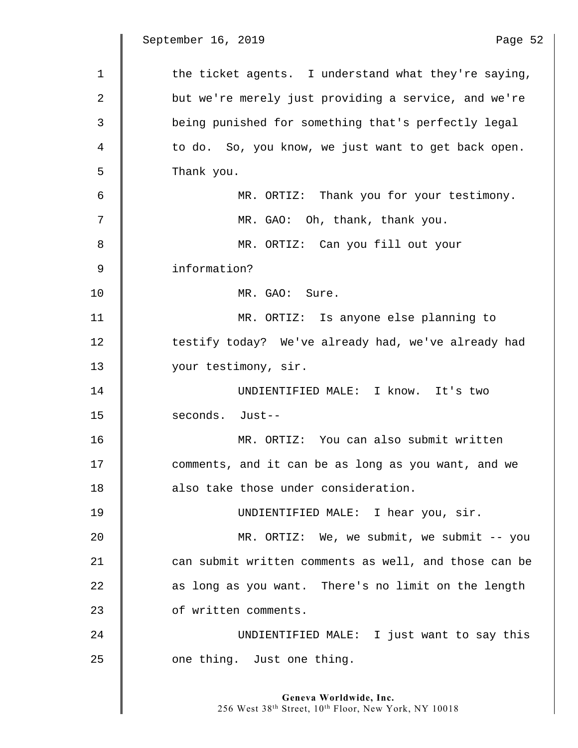the ticket agents. I understand what they're saying, but we're merely just providing a service, and we're being punished for something that's perfectly legal to do. So, you know, we just want to get back open. Thank you.

MR. ORTIZ: Thank you for your testimony.

MR. GAO: Oh, thank, thank you.

MR. ORTIZ: Can you fill out your information?

MR. GAO: Sure.

MR. ORTIZ: Is anyone else planning to testify today? We've already had, we've already had your testimony, sir.

UNDIENTIFIED MALE: I know. It's two seconds. Just--

MR. ORTIZ: You can also submit written comments, and it can be as long as you want, and we also take those under consideration.

UNDIENTIFIED MALE: I hear you, sir.

MR. ORTIZ: We, we submit, we submit -- you can submit written comments as well, and those can be as long as you want. There's no limit on the length of written comments.

UNDIENTIFIED MALE: I just want to say this one thing. Just one thing.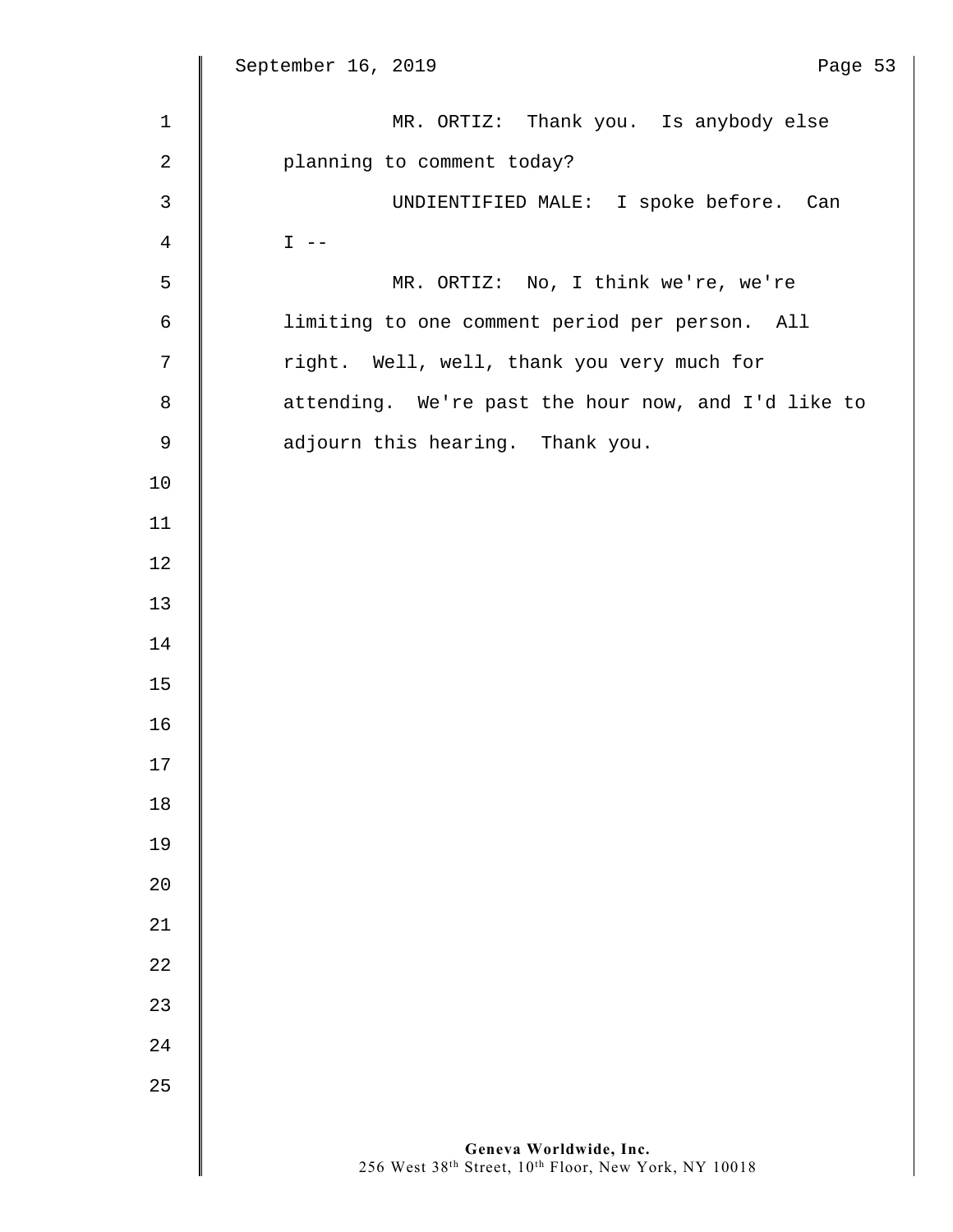MR. ORTIZ: Thank you. Is anybody else planning to comment today?

UNDIENTIFIED MALE: I spoke before. Can I --

MR. ORTIZ: No, I think we're, we're limiting to one comment period per person. All right. Well, well, thank you very much for attending. We're past the hour now, and I'd like to adjourn this hearing. Thank you.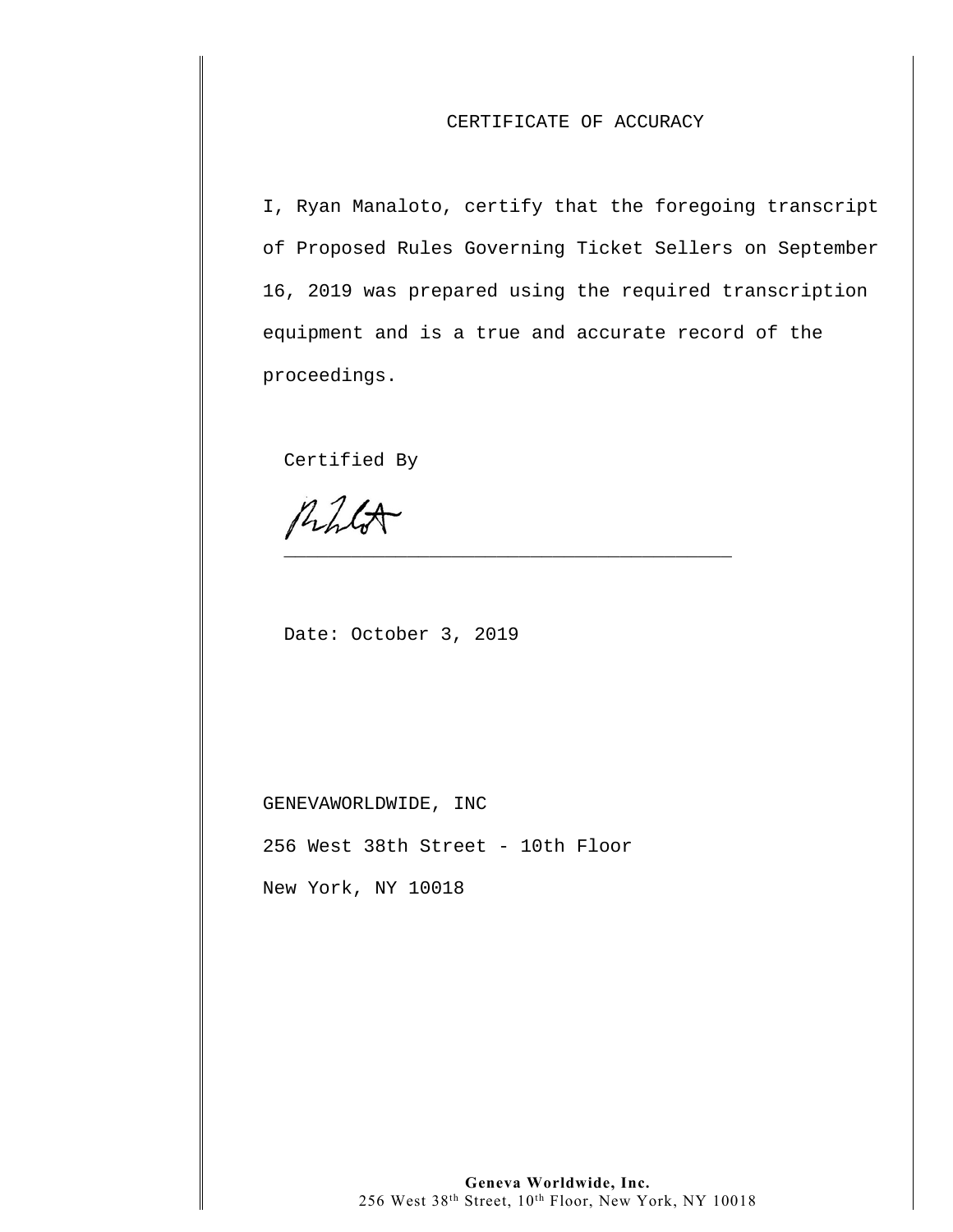# CERTIFICATE OF ACCURACY

I, Ryan Manaloto, certify that the foregoing transcript of Proposed Rules Governing Ticket Sellers on September 16, 2019 was prepared using the required transcription equipment and is a true and accurate record of the proceedings.

Certified By

______________________________

Date: October 3, 2019

GENEVAWORLDWIDE, INC

256 West 38th Street - 10th Floor

New York, NY 10018